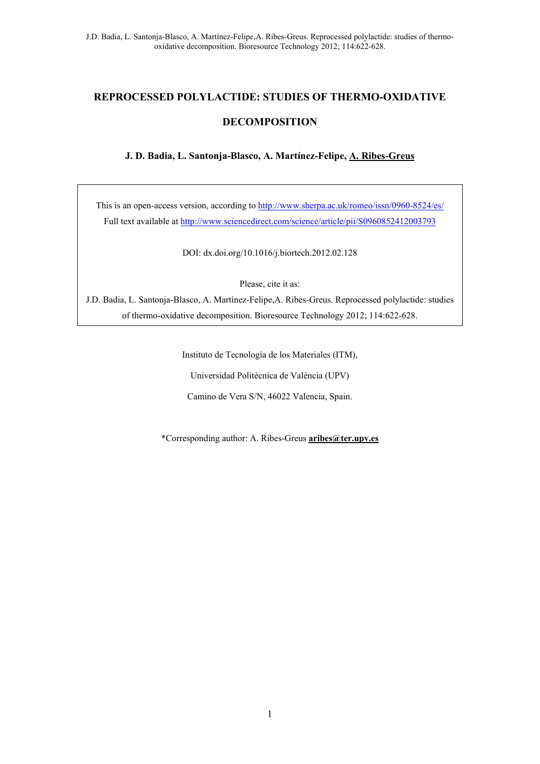# REPROCESSED POLYLACTIDE: STUDIES OF THERMO-OXIDATIVE DECOMPOSITION

**J. D. Badia, L. Santonja-Blasco, A. Martínez-Felipe, A. Ribes-Greus**

This is an open-access version, according to http://www.sherpa.ac.uk/romeo/issn/0960-8524/es/

Full text available at http://www.sciencedirect.com/science/article/pii/S0960852412003793

DOI: dx.doi.org/10.1016/j.biortech.2012.02.128

Please, cite it as:

J.D. Badia, L. Santonja-Blasco, A. Martínez-Felipe,A. Ribes-Greus. Reprocessed polylactide: studies of thermo-oxidative decomposition. Bioresource Technology 2012; 114:622-628.

Instituto de Tecnología de los Materiales (ITM),

Universidad Politècnica de València (UPV)

Camino de Vera S/N, 46022 Valencia, Spain.

*Corresponding author: A. Ribes-Greus **aribes@ter.upv.es**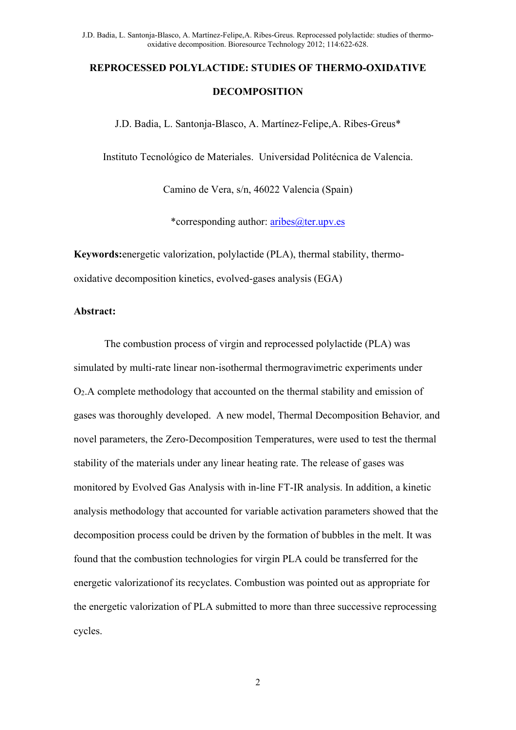# REPROCESSED POLYLACTIDE: STUDIES OF THERMO-OXIDATIVE DECOMPOSITION

J.D. Badia, L. Santonja-Blasco, A. Martínez-Felipe,A. Ribes-Greus*

Instituto Tecnológico de Materiales. Universidad Politécnica de Valencia.

Camino de Vera, s/n, 46022 Valencia (Spain)

*corresponding author: aribes@ter.upv.es

**Keywords:** energetic valorization, polylactide (PLA), thermal stability, thermo-oxidative decomposition kinetics, evolved-gases analysis (EGA)

**Abstract:**

The combustion process of virgin and reprocessed polylactide (PLA) was simulated by multi-rate linear non-isothermal thermogravimetric experiments under $O_2$.A complete methodology that accounted on the thermal stability and emission of gases was thoroughly developed. A new model, Thermal Decomposition Behavior*,* and novel parameters, the Zero-Decomposition Temperatures, were used to test the thermal stability of the materials under any linear heating rate. The release of gases was monitored by Evolved Gas Analysis with in-line FT-IR analysis. In addition, a kinetic analysis methodology that accounted for variable activation parameters showed that the decomposition process could be driven by the formation of bubbles in the melt. It was found that the combustion technologies for virgin PLA could be transferred for the energetic valorizationof its recyclates. Combustion was pointed out as appropriate for the energetic valorization of PLA submitted to more than three successive reprocessing cycles.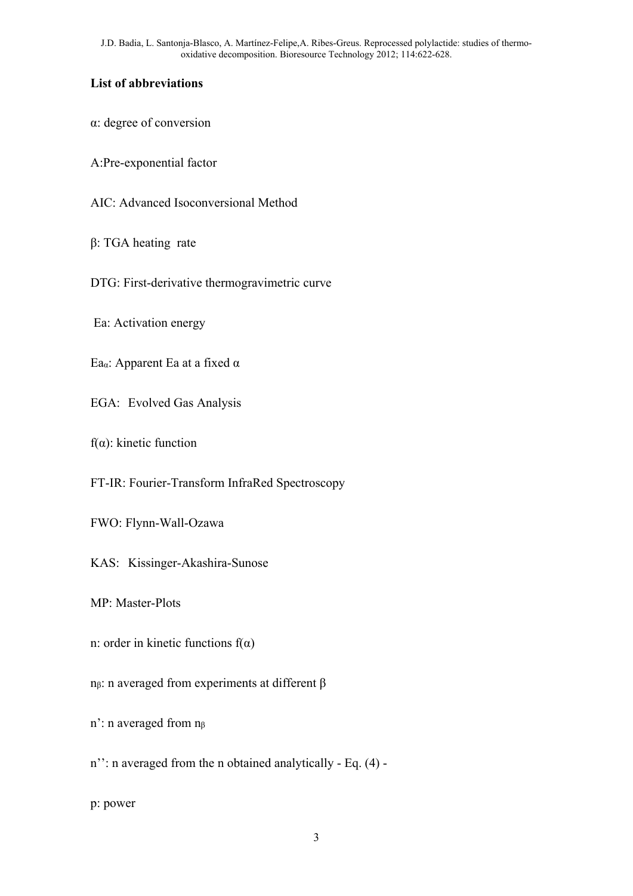**List of abbreviations**

$\alpha$: degree of conversion

A:Pre-exponential factor

AIC: Advanced Isoconversional Method

$\beta$: TGA heating rate

DTG: First-derivative thermogravimetric curve

Ea: Activation energy

$Ea_{\alpha}$: Apparent Ea at a fixed $\alpha$

EGA: Evolved Gas Analysis

$f(\alpha)$: kinetic function

FT-IR: Fourier-Transform InfraRed Spectroscopy

FWO: Flynn-Wall-Ozawa

KAS: Kissinger-Akashira-Sunose

MP: Master-Plots

n: order in kinetic functions $f(\alpha)$

$n_{\beta}$: n averaged from experiments at different $\beta$

n': n averaged from $n_{\beta}$

n'': n averaged from the n obtained analytically - Eq. (4) -

p: power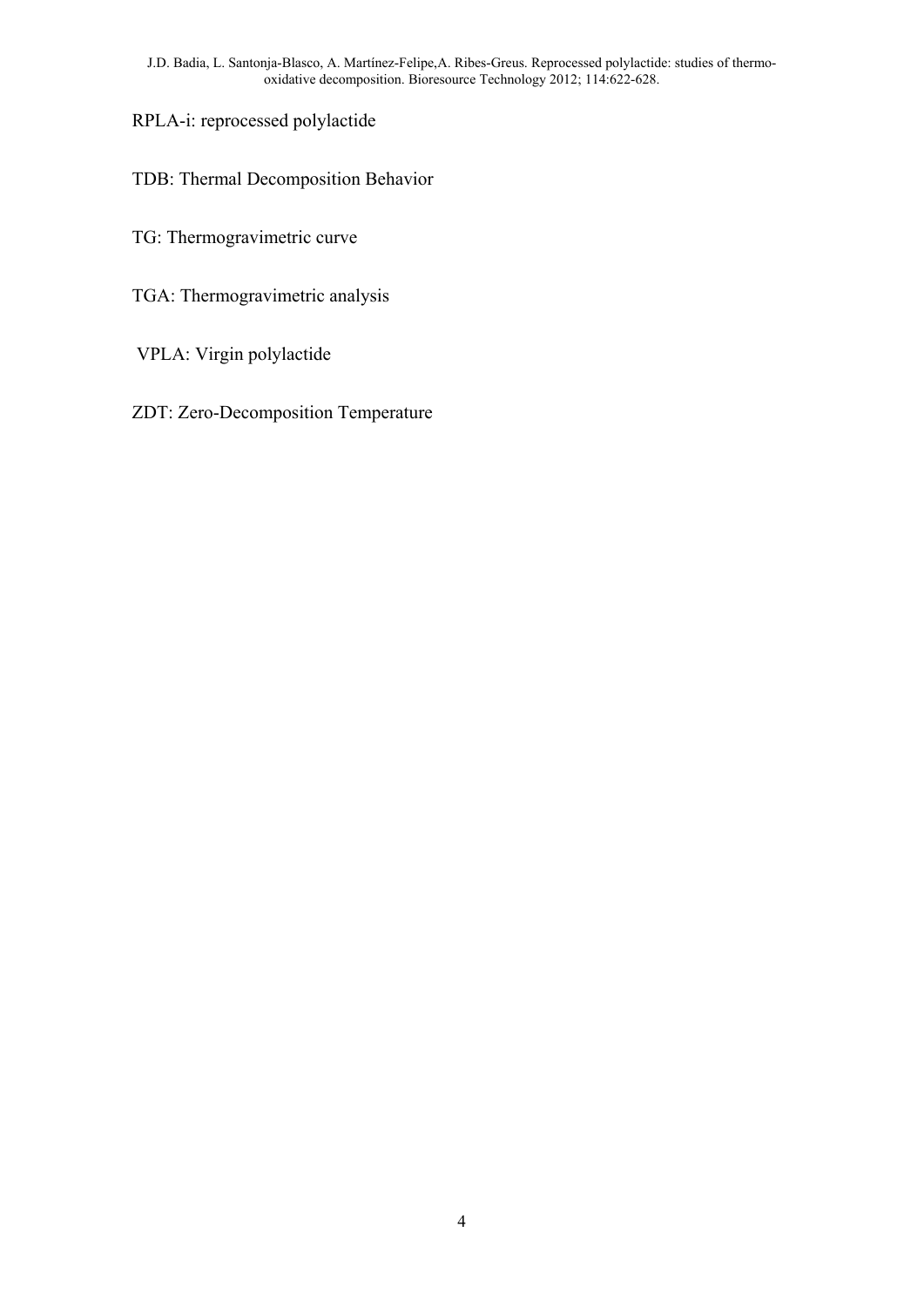RPLA-i: reprocessed polylactide

TDB: Thermal Decomposition Behavior

TG: Thermogravimetric curve

TGA: Thermogravimetric analysis

VPLA: Virgin polylactide

ZDT: Zero-Decomposition Temperature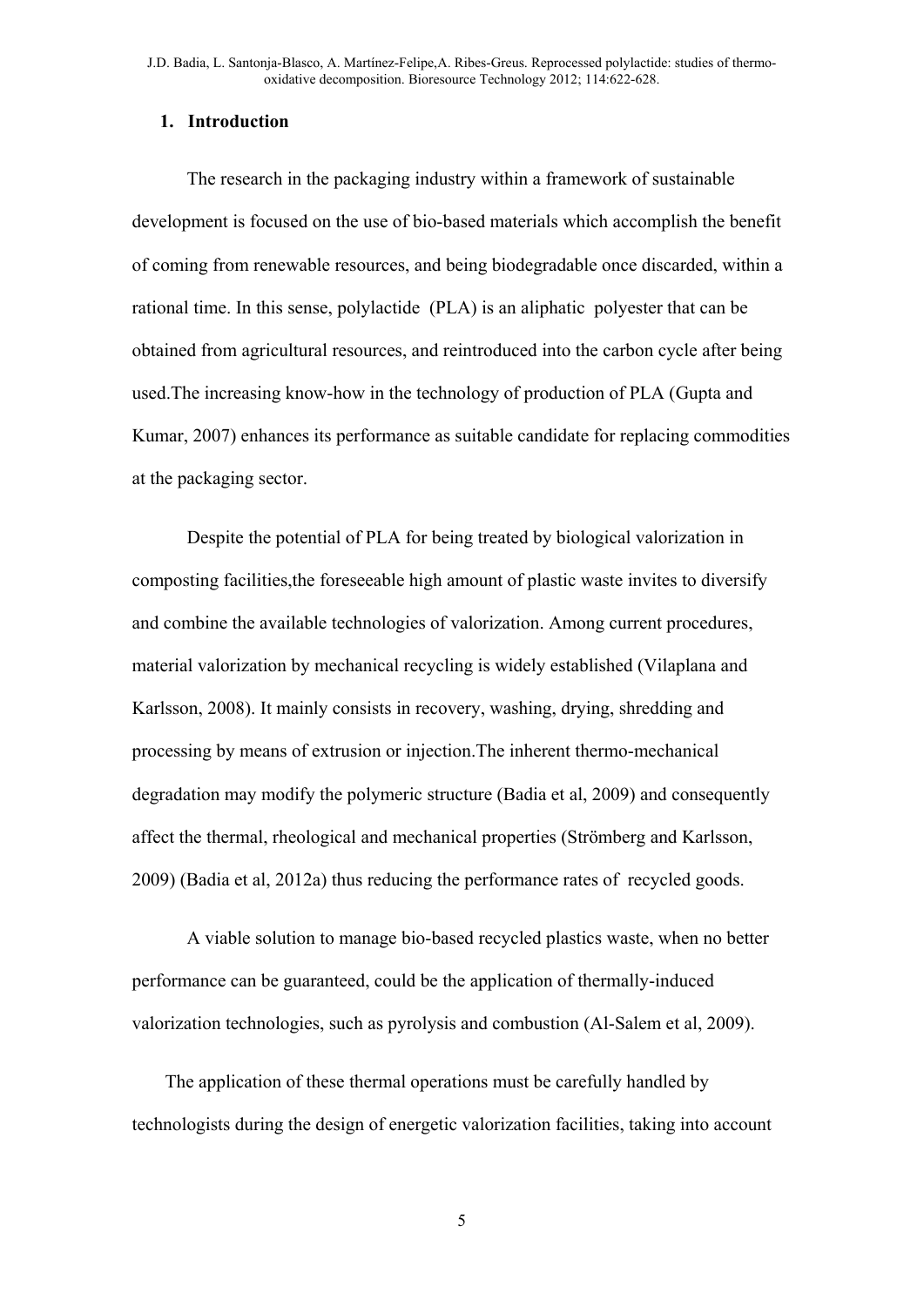## 1. Introduction

The research in the packaging industry within a framework of sustainable development is focused on the use of bio-based materials which accomplish the benefit of coming from renewable resources, and being biodegradable once discarded, within a rational time. In this sense, polylactide (PLA) is an aliphatic polyester that can be obtained from agricultural resources, and reintroduced into the carbon cycle after being used.The increasing know-how in the technology of production of PLA (Gupta and Kumar, 2007) enhances its performance as suitable candidate for replacing commodities at the packaging sector.

Despite the potential of PLA for being treated by biological valorization in composting facilities,the foreseeable high amount of plastic waste invites to diversify and combine the available technologies of valorization. Among current procedures, material valorization by mechanical recycling is widely established (Vilaplana and Karlsson, 2008). It mainly consists in recovery, washing, drying, shredding and processing by means of extrusion or injection.The inherent thermo-mechanical degradation may modify the polymeric structure (Badia et al, 2009) and consequently affect the thermal, rheological and mechanical properties (Strömberg and Karlsson, 2009) (Badia et al, 2012a) thus reducing the performance rates of recycled goods.

A viable solution to manage bio-based recycled plastics waste, when no better performance can be guaranteed, could be the application of thermally-induced valorization technologies, such as pyrolysis and combustion (Al-Salem et al, 2009).

The application of these thermal operations must be carefully handled by technologists during the design of energetic valorization facilities, taking into account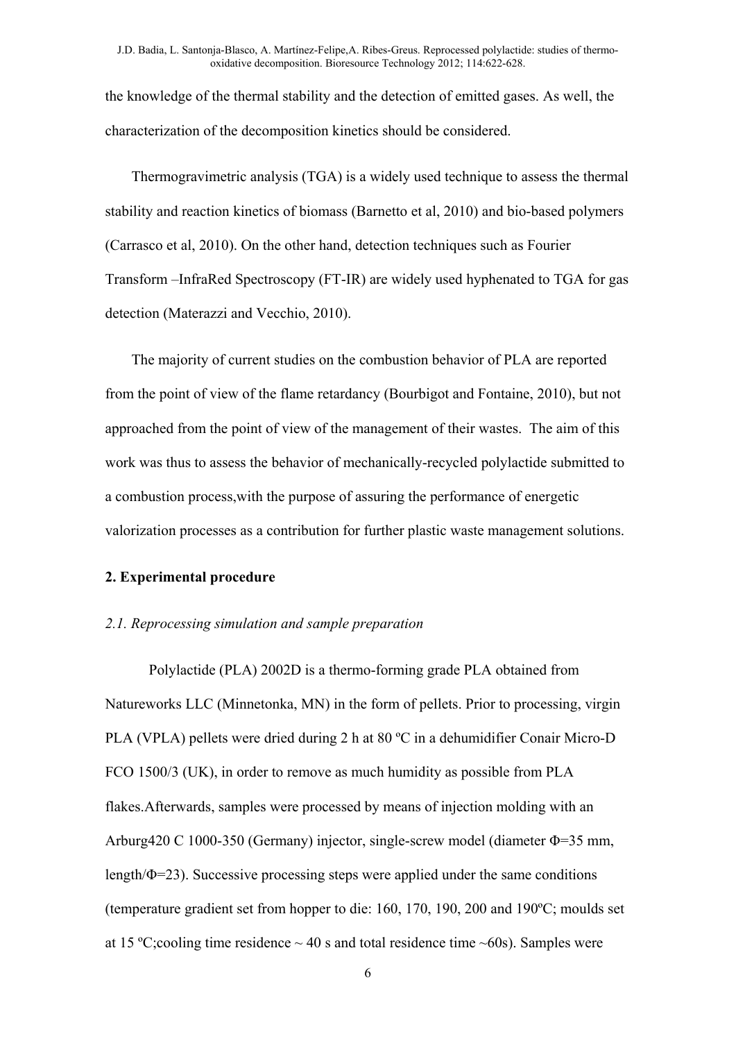the knowledge of the thermal stability and the detection of emitted gases. As well, the characterization of the decomposition kinetics should be considered.

Thermogravimetric analysis (TGA) is a widely used technique to assess the thermal stability and reaction kinetics of biomass (Barnetto et al, 2010) and bio-based polymers (Carrasco et al, 2010). On the other hand, detection techniques such as Fourier Transform –InfraRed Spectroscopy (FT-IR) are widely used hyphenated to TGA for gas detection (Materazzi and Vecchio, 2010).

The majority of current studies on the combustion behavior of PLA are reported from the point of view of the flame retardancy (Bourbigot and Fontaine, 2010), but not approached from the point of view of the management of their wastes. The aim of this work was thus to assess the behavior of mechanically-recycled polylactide submitted to a combustion process,with the purpose of assuring the performance of energetic valorization processes as a contribution for further plastic waste management solutions.

## 2. Experimental procedure

### *2.1. Reprocessing simulation and sample preparation*

Polylactide (PLA) 2002D is a thermo-forming grade PLA obtained from Natureworks LLC (Minnetonka, MN) in the form of pellets. Prior to processing, virgin PLA (VPLA) pellets were dried during 2 h at 80 ºC in a dehumidifier Conair Micro-D FCO 1500/3 (UK), in order to remove as much humidity as possible from PLA flakes.Afterwards, samples were processed by means of injection molding with an Arburg420 C 1000-350 (Germany) injector, single-screw model (diameter Φ=35 mm, length/Φ=23). Successive processing steps were applied under the same conditions (temperature gradient set from hopper to die: 160, 170, 190, 200 and 190ºC; moulds set at 15 ºC;cooling time residence ~ 40 s and total residence time ~60s). Samples were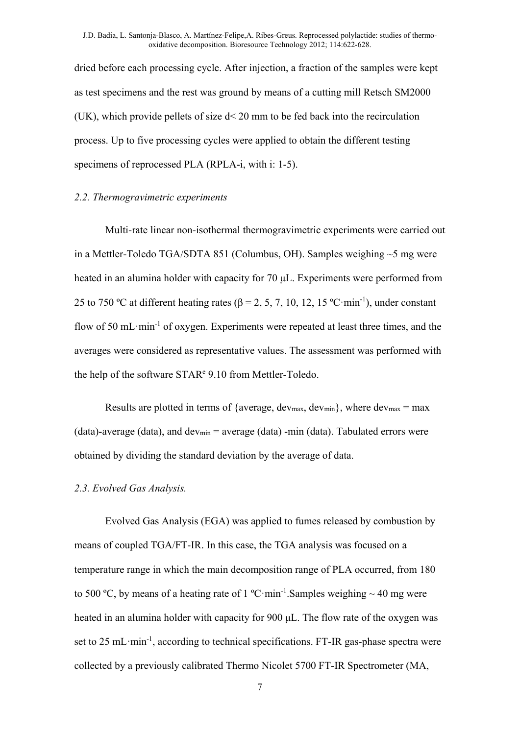dried before each processing cycle. After injection, a fraction of the samples were kept as test specimens and the rest was ground by means of a cutting mill Retsch SM2000 (UK), which provide pellets of size d< 20 mm to be fed back into the recirculation process. Up to five processing cycles were applied to obtain the different testing specimens of reprocessed PLA (RPLA-i, with i: 1-5).

### *2.2. Thermogravimetric experiments*

Multi-rate linear non-isothermal thermogravimetric experiments were carried out in a Mettler-Toledo TGA/SDTA 851 (Columbus, OH). Samples weighing ~5 mg were heated in an alumina holder with capacity for 70 μL. Experiments were performed from 25 to 750 ºC at different heating rates ($\beta$ = 2, 5, 7, 10, 12, 15 ºC·min$^{-1}$), under constant flow of 50 mL·min$^{-1}$ of oxygen. Experiments were repeated at least three times, and the averages were considered as representative values. The assessment was performed with the help of the software STAR$^{e}$ 9.10 from Mettler-Toledo.

Results are plotted in terms of {average, $dev_{max}$, $dev_{min}$}, where $dev_{max}$ = max (data)-average (data), and $dev_{min}$ = average (data) -min (data). Tabulated errors were obtained by dividing the standard deviation by the average of data.

### *2.3. Evolved Gas Analysis.*

Evolved Gas Analysis (EGA) was applied to fumes released by combustion by means of coupled TGA/FT-IR. In this case, the TGA analysis was focused on a temperature range in which the main decomposition range of PLA occurred, from 180 to 500 ºC, by means of a heating rate of 1 ºC·min$^{-1}$.Samples weighing ~ 40 mg were heated in an alumina holder with capacity for 900 μL. The flow rate of the oxygen was set to 25 mL·min$^{-1}$, according to technical specifications. FT-IR gas-phase spectra were collected by a previously calibrated Thermo Nicolet 5700 FT-IR Spectrometer (MA,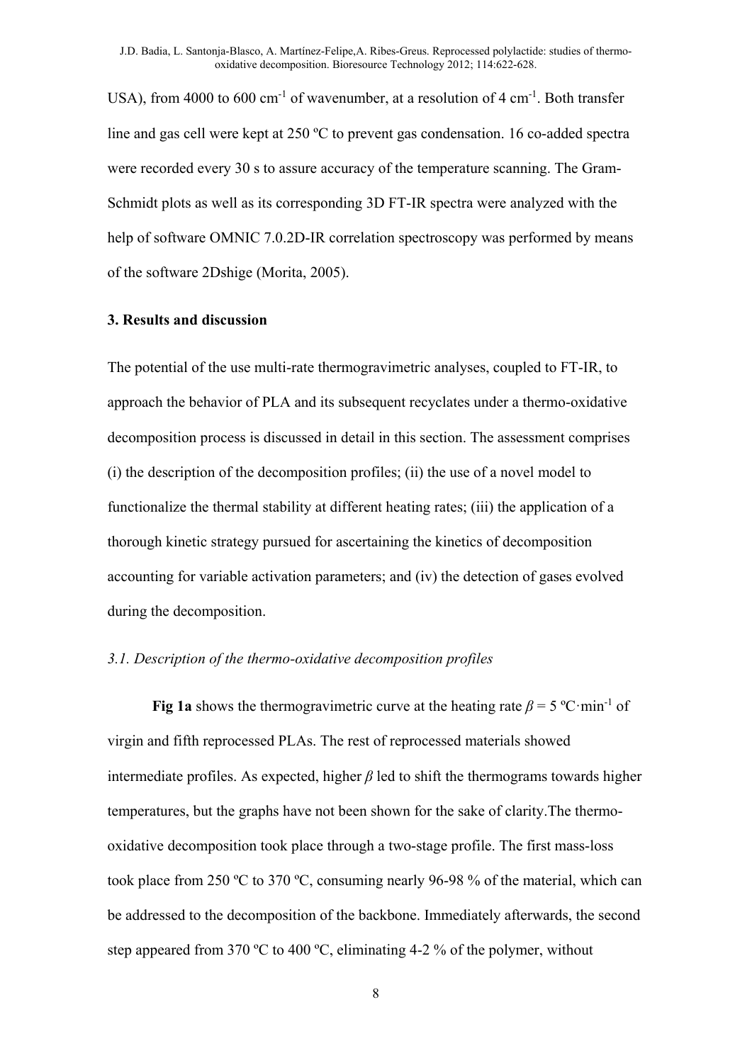USA), from 4000 to 600 cm$^{-1}$ of wavenumber, at a resolution of 4 cm$^{-1}$. Both transfer line and gas cell were kept at 250 ºC to prevent gas condensation. 16 co-added spectra were recorded every 30 s to assure accuracy of the temperature scanning. The Gram-Schmidt plots as well as its corresponding 3D FT-IR spectra were analyzed with the help of software OMNIC 7.0.2D-IR correlation spectroscopy was performed by means of the software 2Dshige (Morita, 2005).

## 3. Results and discussion

The potential of the use multi-rate thermogravimetric analyses, coupled to FT-IR, to approach the behavior of PLA and its subsequent recyclates under a thermo-oxidative decomposition process is discussed in detail in this section. The assessment comprises (i) the description of the decomposition profiles; (ii) the use of a novel model to functionalize the thermal stability at different heating rates; (iii) the application of a thorough kinetic strategy pursued for ascertaining the kinetics of decomposition accounting for variable activation parameters; and (iv) the detection of gases evolved during the decomposition.

### *3.1. Description of the thermo-oxidative decomposition profiles*

**Fig 1a** shows the thermogravimetric curve at the heating rate $\beta = 5$ ºC·min$^{-1}$ of virgin and fifth reprocessed PLAs. The rest of reprocessed materials showed intermediate profiles. As expected, higher $\beta$ led to shift the thermograms towards higher temperatures, but the graphs have not been shown for the sake of clarity.The thermo-oxidative decomposition took place through a two-stage profile. The first mass-loss took place from 250 ºC to 370 ºC, consuming nearly 96-98 % of the material, which can be addressed to the decomposition of the backbone. Immediately afterwards, the second step appeared from 370 ºC to 400 ºC, eliminating 4-2 % of the polymer, without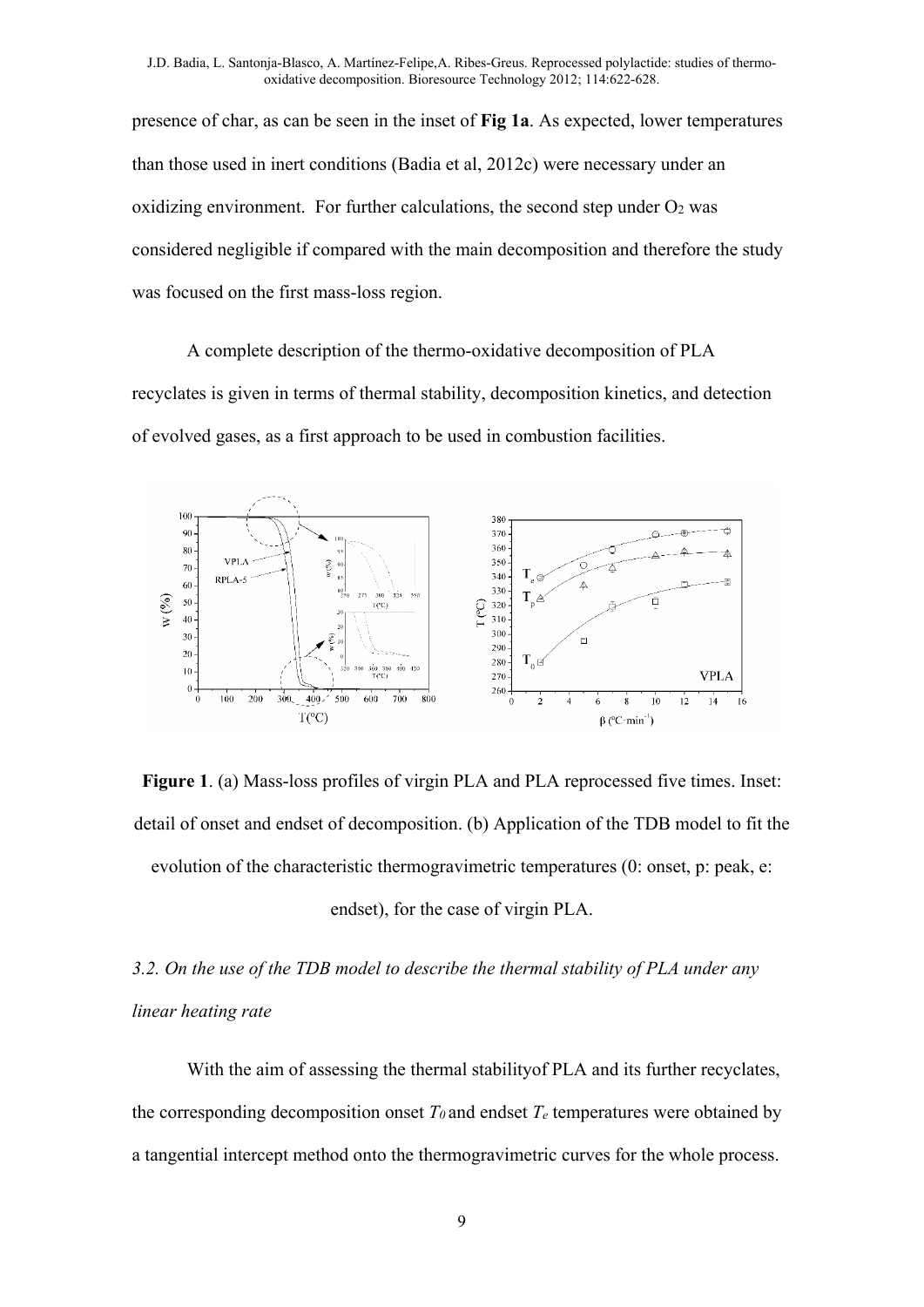presence of char, as can be seen in the inset of **Fig 1a**. As expected, lower temperatures than those used in inert conditions (Badia et al, 2012c) were necessary under an oxidizing environment. For further calculations, the second step under $O_2$ was considered negligible if compared with the main decomposition and therefore the study was focused on the first mass-loss region.

A complete description of the thermo-oxidative decomposition of PLA recyclates is given in terms of thermal stability, decomposition kinetics, and detection of evolved gases, as a first approach to be used in combustion facilities.

**Figure 1**. (a) Mass-loss profiles of virgin PLA and PLA reprocessed five times. Inset: detail of onset and endset of decomposition. (b) Application of the TDB model to fit the evolution of the characteristic thermogravimetric temperatures (0: onset, p: peak, e: endset), for the case of virgin PLA.

### *3.2. On the use of the TDB model to describe the thermal stability of PLA under any linear heating rate*

With the aim of assessing the thermal stabilityof PLA and its further recyclates, the corresponding decomposition onset $T_0$ and endset $T_e$ temperatures were obtained by a tangential intercept method onto the thermogravimetric curves for the whole process.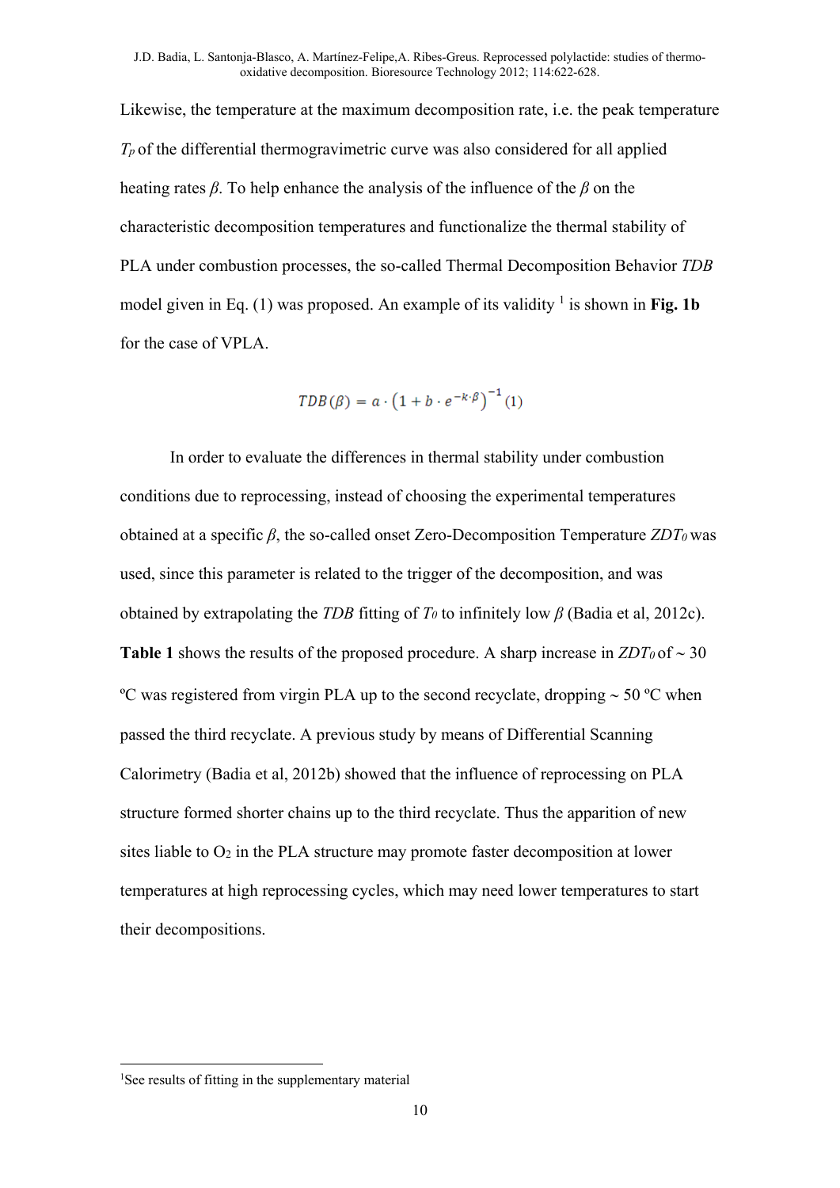Likewise, the temperature at the maximum decomposition rate, i.e. the peak temperature $T_p$ of the differential thermogravimetric curve was also considered for all applied heating rates $\beta$. To help enhance the analysis of the influence of the $\beta$ on the characteristic decomposition temperatures and functionalize the thermal stability of PLA under combustion processes, the so-called Thermal Decomposition Behavior *TDB* model given in Eq. (1) was proposed. An example of its validity [1] is shown in **Fig. 1b** for the case of VPLA.

$$TDB(\beta) = a \cdot \left(1 + b \cdot e^{-k \cdot \beta}\right)^{-1} \quad (1)$$

In order to evaluate the differences in thermal stability under combustion conditions due to reprocessing, instead of choosing the experimental temperatures obtained at a specific $\beta$, the so-called onset Zero-Decomposition Temperature $ZDT_0$ was used, since this parameter is related to the trigger of the decomposition, and was obtained by extrapolating the *TDB* fitting of $T_0$ to infinitely low $\beta$ (Badia et al, 2012c). **Table 1** shows the results of the proposed procedure. A sharp increase in $ZDT_0$ of ~ 30 ºC was registered from virgin PLA up to the second recyclate, dropping ~ 50 ºC when passed the third recyclate. A previous study by means of Differential Scanning Calorimetry (Badia et al, 2012b) showed that the influence of reprocessing on PLA structure formed shorter chains up to the third recyclate. Thus the apparition of new sites liable to $O_2$ in the PLA structure may promote faster decomposition at lower temperatures at high reprocessing cycles, which may need lower temperatures to start their decompositions.

[1] See results of fitting in the supplementary material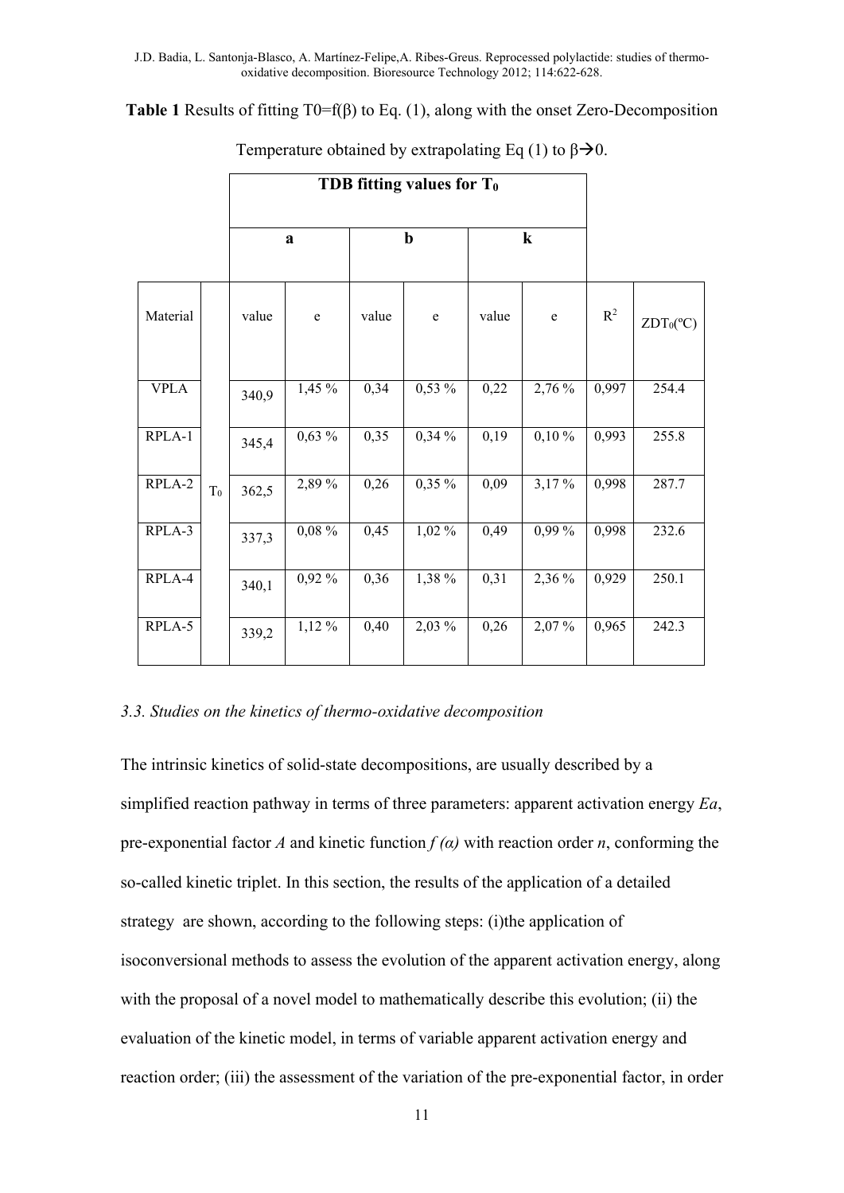**Table 1** Results of fitting T0=f(β) to Eq. (1), along with the onset Zero-Decomposition Temperature obtained by extrapolating Eq (1) to β→0.

| | | TDB fitting values for $T_0$ | | | | | | | |
|---|---|---|---|---|---|---|---|---|---|
| | | a | | b | | k | | | |
| Material | | value | e | value | e | value | e | $R^2$ | $ZDT_0$(ºC) |
| VPLA | $T_0$ | 340,9 | 1,45 % | 0,34 | 0,53 % | 0,22 | 2,76 % | 0,997 | 254.4 |
| RPLA-1 | | 345,4 | 0,63 % | 0,35 | 0,34 % | 0,19 | 0,10 % | 0,993 | 255.8 |
| RPLA-2 | | 362,5 | 2,89 % | 0,26 | 0,35 % | 0,09 | 3,17 % | 0,998 | 287.7 |
| RPLA-3 | | 337,3 | 0,08 % | 0,45 | 1,02 % | 0,49 | 0,99 % | 0,998 | 232.6 |
| RPLA-4 | | 340,1 | 0,92 % | 0,36 | 1,38 % | 0,31 | 2,36 % | 0,929 | 250.1 |
| RPLA-5 | | 339,2 | 1,12 % | 0,40 | 2,03 % | 0,26 | 2,07 % | 0,965 | 242.3 |

### *3.3. Studies on the kinetics of thermo-oxidative decomposition*

The intrinsic kinetics of solid-state decompositions, are usually described by a simplified reaction pathway in terms of three parameters: apparent activation energy *Ea*, pre-exponential factor *A* and kinetic function *f (α)* with reaction order *n*, conforming the so-called kinetic triplet. In this section, the results of the application of a detailed strategy are shown, according to the following steps: (i)the application of isoconversional methods to assess the evolution of the apparent activation energy, along with the proposal of a novel model to mathematically describe this evolution; (ii) the evaluation of the kinetic model, in terms of variable apparent activation energy and reaction order; (iii) the assessment of the variation of the pre-exponential factor, in order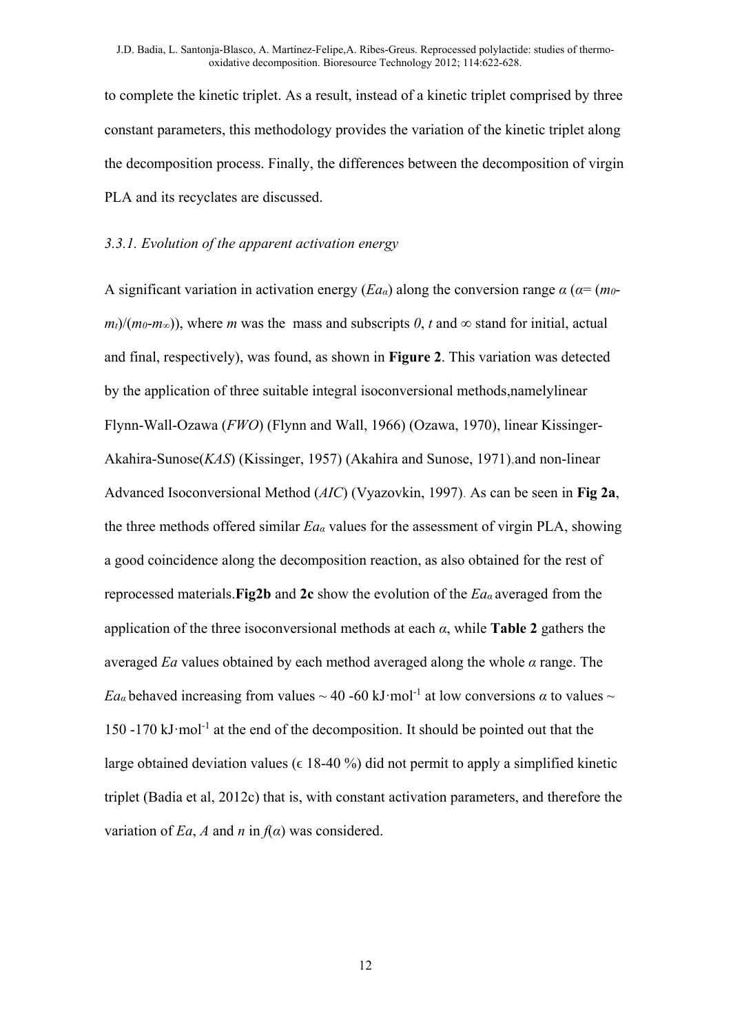to complete the kinetic triplet. As a result, instead of a kinetic triplet comprised by three constant parameters, this methodology provides the variation of the kinetic triplet along the decomposition process. Finally, the differences between the decomposition of virgin PLA and its recyclates are discussed.

### *3.3.1. Evolution of the apparent activation energy*

A significant variation in activation energy ($Ea_\alpha$) along the conversion range $\alpha$ ($\alpha = (m_0 - m_t)/(m_0 - m_\infty)$), where *m* was the mass and subscripts *0*, *t* and $\infty$ stand for initial, actual and final, respectively), was found, as shown in **Figure 2**. This variation was detected by the application of three suitable integral isoconversional methods,namelylinear Flynn-Wall-Ozawa (*FWO*) (Flynn and Wall, 1966) (Ozawa, 1970), linear Kissinger-Akahira-Sunose(*KAS*) (Kissinger, 1957) (Akahira and Sunose, 1971),and non-linear Advanced Isoconversional Method (*AIC*) (Vyazovkin, 1997). As can be seen in **Fig 2a**, the three methods offered similar $Ea_\alpha$ values for the assessment of virgin PLA, showing a good coincidence along the decomposition reaction, as also obtained for the rest of reprocessed materials.**Fig2b** and **2c** show the evolution of the $Ea_\alpha$ averaged from the application of the three isoconversional methods at each $\alpha$, while **Table 2** gathers the averaged *Ea* values obtained by each method averaged along the whole $\alpha$ range. The $Ea_\alpha$ behaved increasing from values ~ 40 -60 $kJ \cdot mol^{-1}$ at low conversions $\alpha$ to values ~ 150 -170 $kJ \cdot mol^{-1}$ at the end of the decomposition. It should be pointed out that the large obtained deviation values ($\epsilon$ 18-40 %) did not permit to apply a simplified kinetic triplet (Badia et al, 2012c) that is, with constant activation parameters, and therefore the variation of *Ea*, *A* and *n* in $f(\alpha)$ was considered.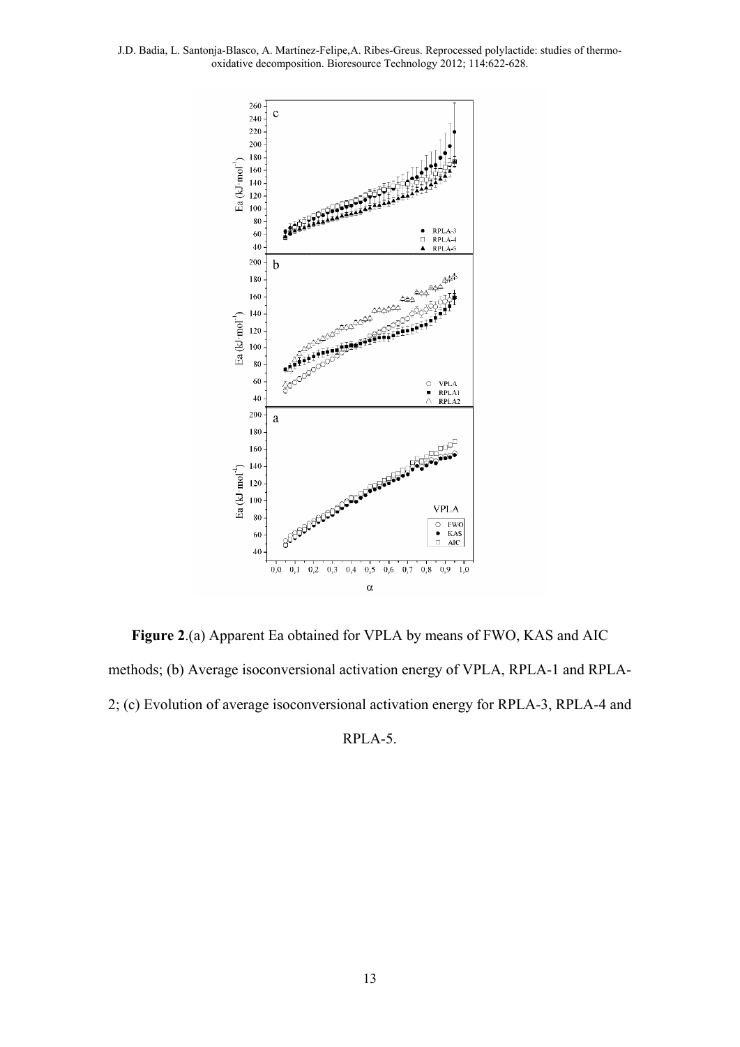**Figure 2**.(a) Apparent Ea obtained for VPLA by means of FWO, KAS and AIC methods; (b) Average isoconversional activation energy of VPLA, RPLA-1 and RPLA-2; (c) Evolution of average isoconversional activation energy for RPLA-3, RPLA-4 and RPLA-5.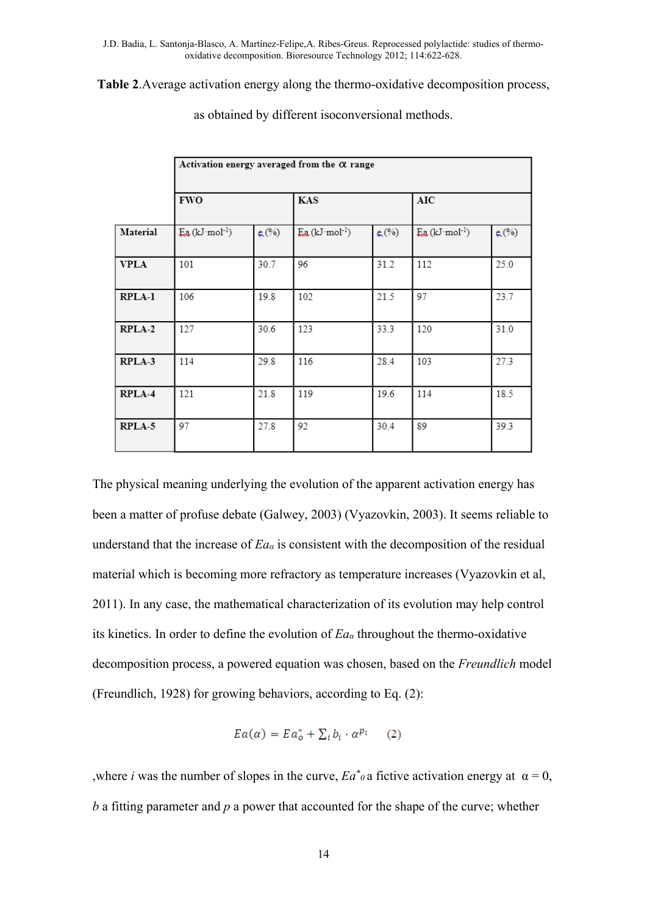**Table 2.** Average activation energy along the thermo-oxidative decomposition process, as obtained by different isoconversional methods.

| | Activation energy averaged from the $\alpha$ range | | | | | |
|---|---|---|---|---|---|---|
| | FWO | | KAS | | AIC | |
| Material | Ea (kJ·mol$^{-1}$) | ε (%) | Ea (kJ·mol$^{-1}$) | ε (%) | Ea (kJ·mol$^{-1}$) | ε (%) |
| **VPLA** | 101 | 30.7 | 96 | 31.2 | 112 | 25.0 |
| **RPLA-1** | 106 | 19.8 | 102 | 21.5 | 97 | 23.7 |
| **RPLA-2** | 127 | 30.6 | 123 | 33.3 | 120 | 31.0 |
| **RPLA-3** | 114 | 29.8 | 116 | 28.4 | 103 | 27.3 |
| **RPLA-4** | 121 | 21.8 | 119 | 19.6 | 114 | 18.5 |
| **RPLA-5** | 97 | 27.8 | 92 | 30.4 | 89 | 39.3 |

The physical meaning underlying the evolution of the apparent activation energy has been a matter of profuse debate (Galwey, 2003) (Vyazovkin, 2003). It seems reliable to understand that the increase of $Ea_\alpha$ is consistent with the decomposition of the residual material which is becoming more refractory as temperature increases (Vyazovkin et al, 2011). In any case, the mathematical characterization of its evolution may help control its kinetics. In order to define the evolution of $Ea_\alpha$ throughout the thermo-oxidative decomposition process, a powered equation was chosen, based on the *Freundlich* model (Freundlich, 1928) for growing behaviors, according to Eq. (2):

$$Ea(\alpha) = Ea_o^* + \sum_i b_i \cdot \alpha^{p_i} \qquad (2)$$

,where $i$ was the number of slopes in the curve, $Ea^*_0$ a fictive activation energy at $\alpha = 0$, $b$ a fitting parameter and $p$ a power that accounted for the shape of the curve; whether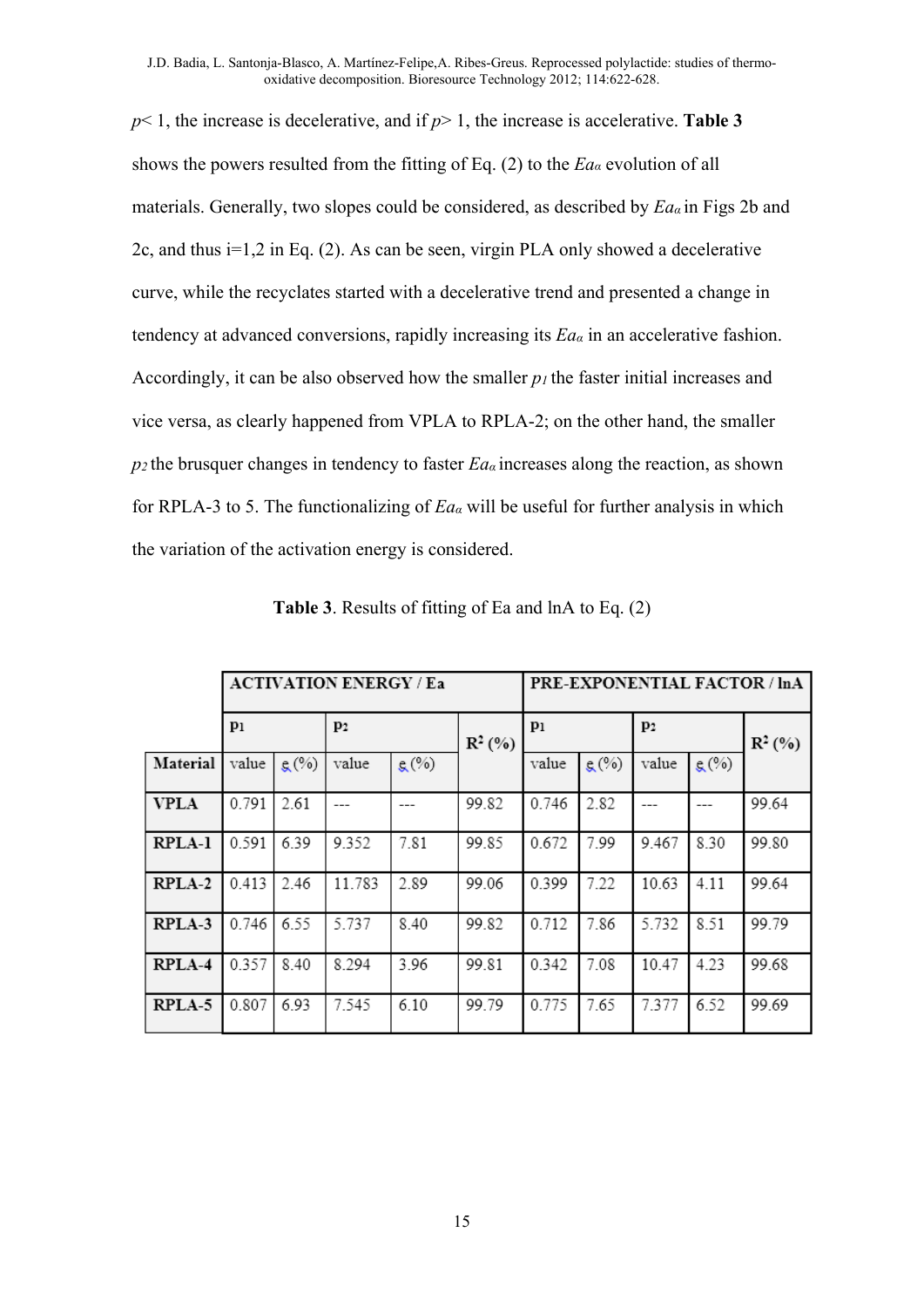$p < 1$, the increase is decelerative, and if $p > 1$, the increase is accelerative. **Table 3** shows the powers resulted from the fitting of Eq. (2) to the $Ea_\alpha$ evolution of all materials. Generally, two slopes could be considered, as described by $Ea_\alpha$ in Figs 2b and 2c, and thus i=1,2 in Eq. (2). As can be seen, virgin PLA only showed a decelerative curve, while the recyclates started with a decelerative trend and presented a change in tendency at advanced conversions, rapidly increasing its $Ea_\alpha$ in an accelerative fashion. Accordingly, it can be also observed how the smaller $p_1$ the faster initial increases and vice versa, as clearly happened from VPLA to RPLA-2; on the other hand, the smaller $p_2$ the brusquer changes in tendency to faster $Ea_\alpha$ increases along the reaction, as shown for RPLA-3 to 5. The functionalizing of $Ea_\alpha$ will be useful for further analysis in which the variation of the activation energy is considered.

**Table 3**. Results of fitting of Ea and lnA to Eq. (2)

| | ACTIVATION ENERGY / Ea | | | | | PRE-EXPONENTIAL FACTOR / lnA | | | | |
|---|---|---|---|---|---|---|---|---|---|---|
| | $p_1$ | | $p_2$ | | $R^2$ (%) | $p_1$ | | $p_2$ | | $R^2$ (%) |
| **Material** | value | ε (%) | value | ε (%) | | value | ε (%) | value | ε (%) | |
| **VPLA** | 0.791 | 2.61 | --- | --- | 99.82 | 0.746 | 2.82 | --- | --- | 99.64 |
| **RPLA-1** | 0.591 | 6.39 | 9.352 | 7.81 | 99.85 | 0.672 | 7.99 | 9.467 | 8.30 | 99.80 |
| **RPLA-2** | 0.413 | 2.46 | 11.783 | 2.89 | 99.06 | 0.399 | 7.22 | 10.63 | 4.11 | 99.64 |
| **RPLA-3** | 0.746 | 6.55 | 5.737 | 8.40 | 99.82 | 0.712 | 7.86 | 5.732 | 8.51 | 99.79 |
| **RPLA-4** | 0.357 | 8.40 | 8.294 | 3.96 | 99.81 | 0.342 | 7.08 | 10.47 | 4.23 | 99.68 |
| **RPLA-5** | 0.807 | 6.93 | 7.545 | 6.10 | 99.79 | 0.775 | 7.65 | 7.377 | 6.52 | 99.69 |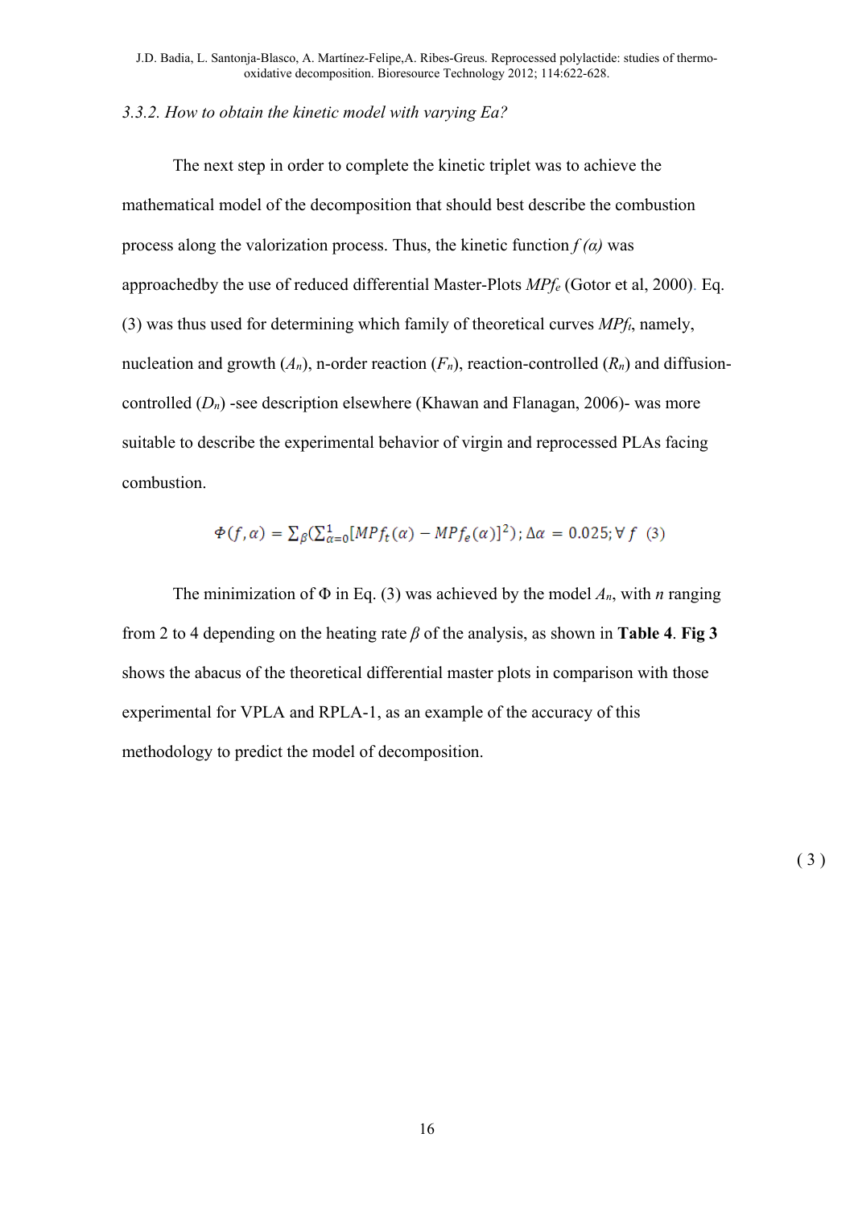*3.3.2. How to obtain the kinetic model with varying Ea?*

The next step in order to complete the kinetic triplet was to achieve the mathematical model of the decomposition that should best describe the combustion process along the valorization process. Thus, the kinetic function $f(\alpha)$ was approachedby the use of reduced differential Master-Plots $MPf_e$ (Gotor et al, 2000). Eq. (3) was thus used for determining which family of theoretical curves $MPf_t$, namely, nucleation and growth ($A_n$), n-order reaction ($F_n$), reaction-controlled ($R_n$) and diffusion-controlled ($D_n$) -see description elsewhere (Khawan and Flanagan, 2006)- was more suitable to describe the experimental behavior of virgin and reprocessed PLAs facing combustion.

$$\Phi(f,\alpha) = \sum_{\beta}\left(\sum_{\alpha=0}^{1}[MPf_t(\alpha) - MPf_e(\alpha)]^2\right); \Delta\alpha = 0.025; \forall f \quad (3)$$

The minimization of $\Phi$ in Eq. (3) was achieved by the model $A_n$, with $n$ ranging from 2 to 4 depending on the heating rate $\beta$ of the analysis, as shown in **Table 4**. **Fig 3** shows the abacus of the theoretical differential master plots in comparison with those experimental for VPLA and RPLA-1, as an example of the accuracy of this methodology to predict the model of decomposition.

( 3 )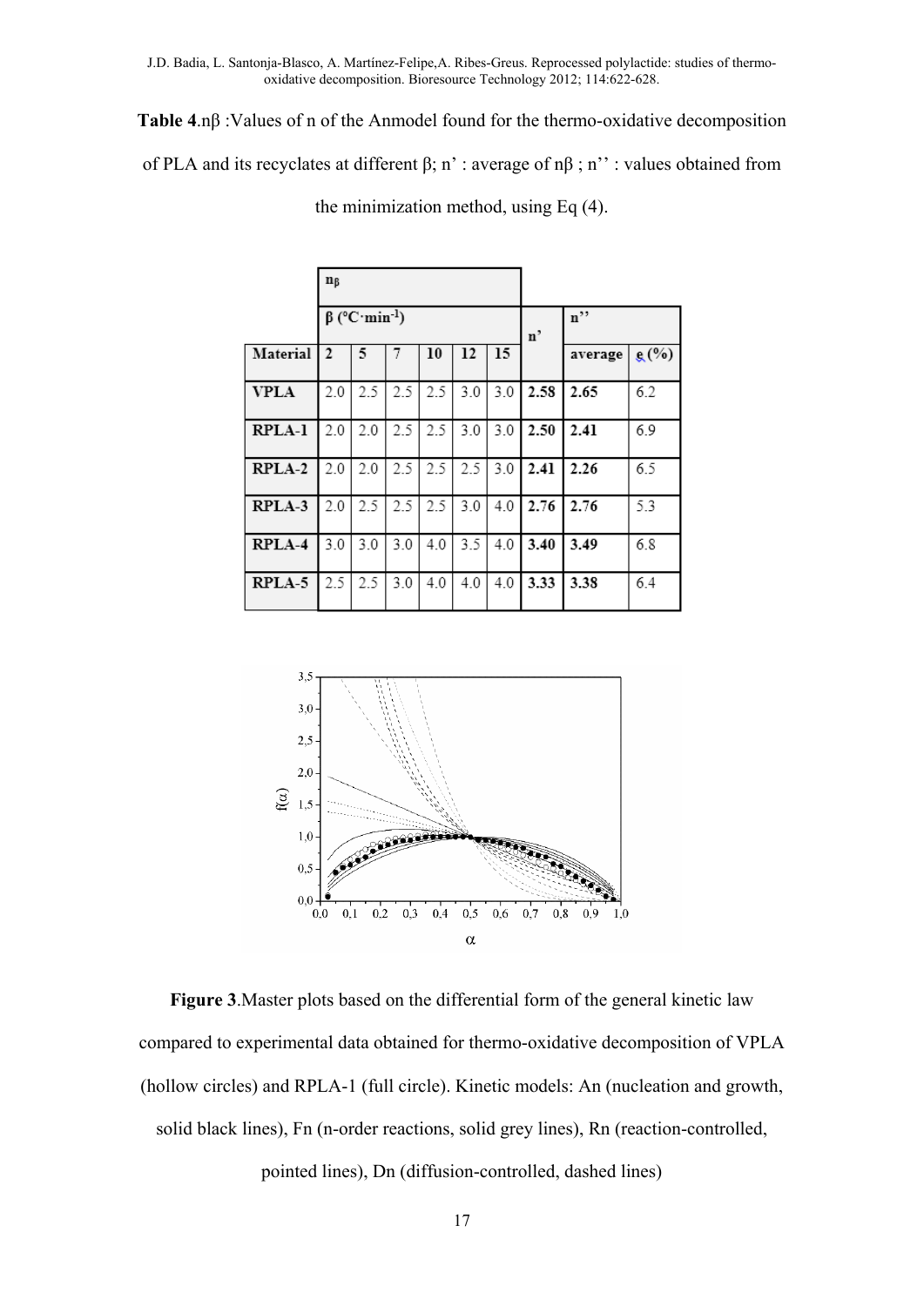**Table 4**.$n_\beta$ :Values of n of the Anmodel found for the thermo-oxidative decomposition of PLA and its recyclates at different β; n' : average of $n_\beta$ ; n'' : values obtained from the minimization method, using Eq (4).

| | $n_\beta$ | | | | | | | | |
|---|---|---|---|---|---|---|---|---|---|
| | β (°C·min$^{-1}$) | | | | | | n' | n'' | |
| **Material** | **2** | **5** | **7** | **10** | **12** | **15** | | **average** | **e (%)** |
| **VPLA** | 2.0 | 2.5 | 2.5 | 2.5 | 3.0 | 3.0 | **2.58** | **2.65** | 6.2 |
| **RPLA-1** | 2.0 | 2.0 | 2.5 | 2.5 | 3.0 | 3.0 | **2.50** | **2.41** | 6.9 |
| **RPLA-2** | 2.0 | 2.0 | 2.5 | 2.5 | 2.5 | 3.0 | **2.41** | **2.26** | 6.5 |
| **RPLA-3** | 2.0 | 2.5 | 2.5 | 2.5 | 3.0 | 4.0 | **2.76** | **2.76** | 5.3 |
| **RPLA-4** | 3.0 | 3.0 | 3.0 | 4.0 | 3.5 | 4.0 | **3.40** | **3.49** | 6.8 |
| **RPLA-5** | 2.5 | 2.5 | 3.0 | 4.0 | 4.0 | 4.0 | **3.33** | **3.38** | 6.4 |

**Figure 3**.Master plots based on the differential form of the general kinetic law compared to experimental data obtained for thermo-oxidative decomposition of VPLA (hollow circles) and RPLA-1 (full circle). Kinetic models: An (nucleation and growth, solid black lines), Fn (n-order reactions, solid grey lines), Rn (reaction-controlled, pointed lines), Dn (diffusion-controlled, dashed lines)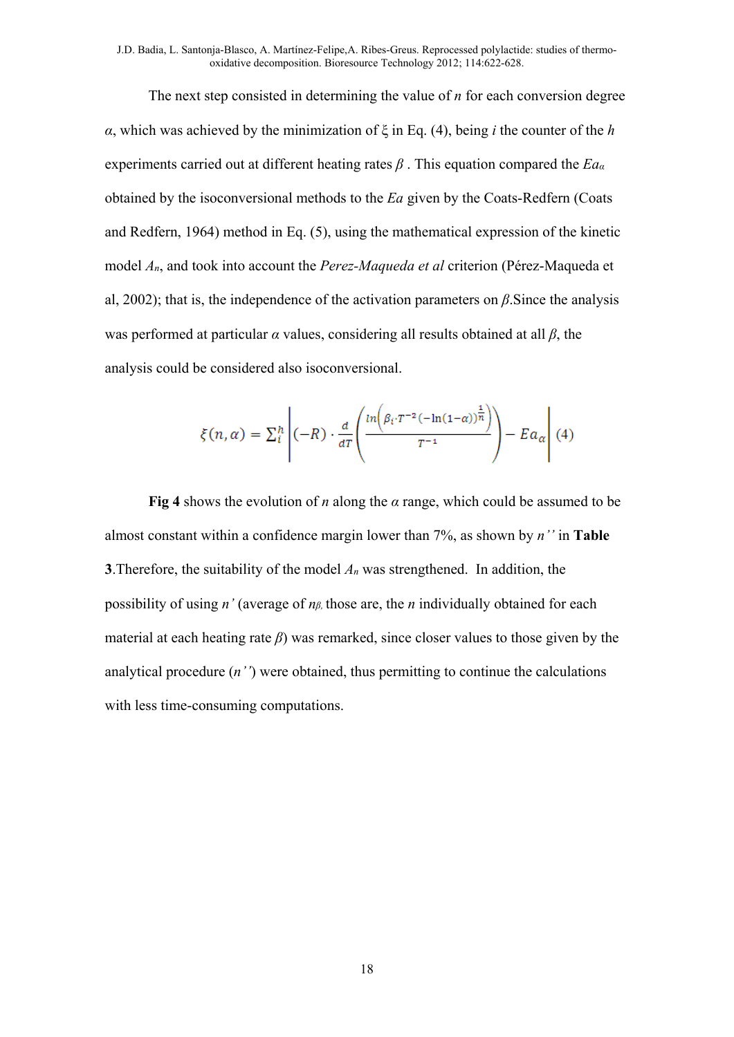The next step consisted in determining the value of $n$ for each conversion degree $\alpha$, which was achieved by the minimization of $\xi$ in Eq. (4), being $i$ the counter of the $h$ experiments carried out at different heating rates $\beta$ . This equation compared the $Ea_\alpha$ obtained by the isoconversional methods to the $Ea$ given by the Coats-Redfern (Coats and Redfern, 1964) method in Eq. (5), using the mathematical expression of the kinetic model $A_n$, and took into account the *Perez-Maqueda et al* criterion (Pérez-Maqueda et al, 2002); that is, the independence of the activation parameters on $\beta$.Since the analysis was performed at particular $\alpha$ values, considering all results obtained at all $\beta$, the analysis could be considered also isoconversional.

$$\xi(n,\alpha) = \sum_i^h \left| (-R) \cdot \frac{d}{dT}\left( \frac{ln\left(\beta_i \cdot T^{-2} (-\ln(1-\alpha))^{\frac{1}{n}}\right)}{T^{-1}} \right) - Ea_\alpha \right| \quad (4)$$

**Fig 4** shows the evolution of $n$ along the $\alpha$ range, which could be assumed to be almost constant within a confidence margin lower than 7%, as shown by $n''$ in **Table 3**.Therefore, the suitability of the model $A_n$ was strengthened. In addition, the possibility of using $n'$ (average of $n_\beta$, those are, the $n$ individually obtained for each material at each heating rate $\beta$) was remarked, since closer values to those given by the analytical procedure ($n''$) were obtained, thus permitting to continue the calculations with less time-consuming computations.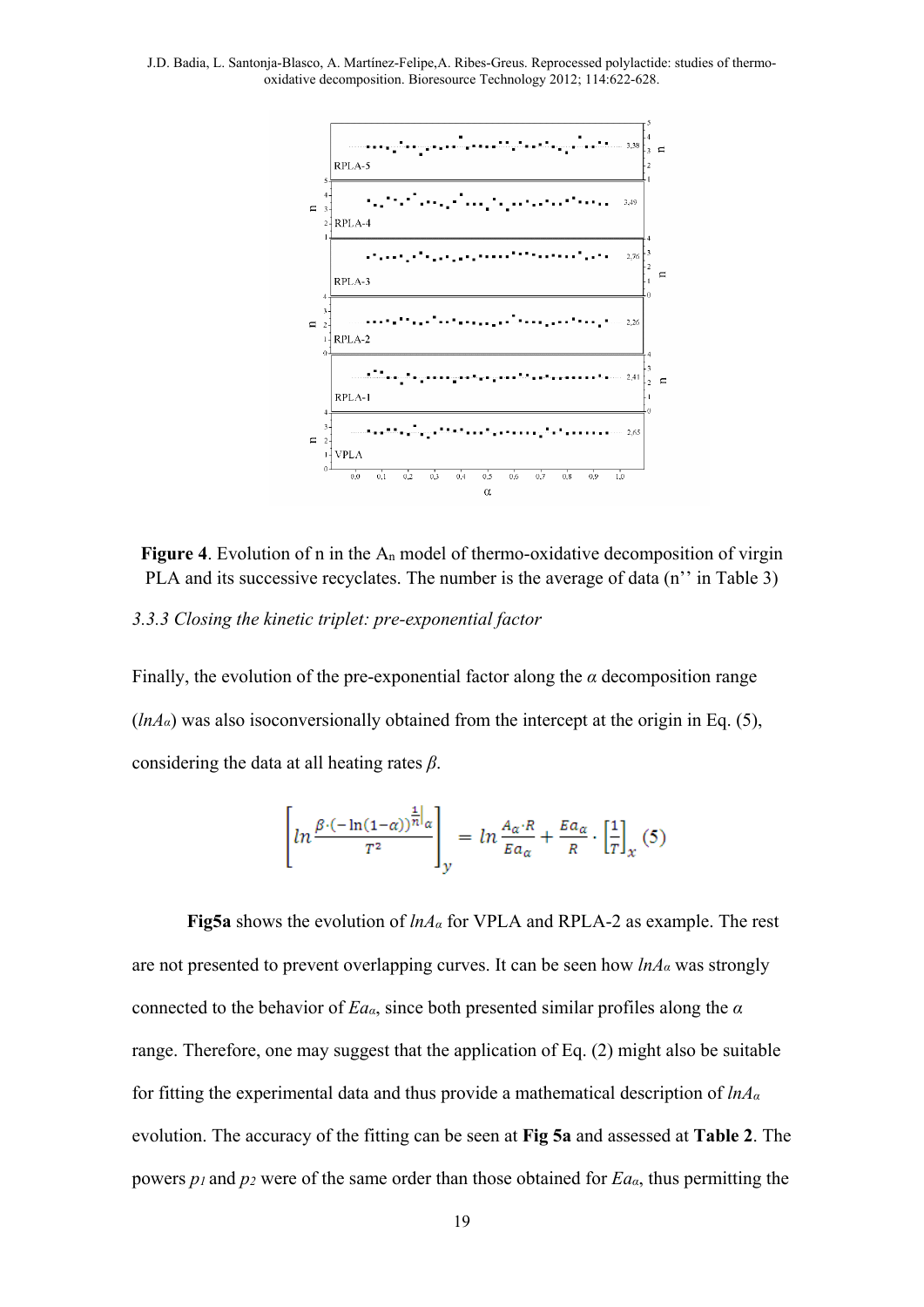**Figure 4**. Evolution of n in the $A_n$ model of thermo-oxidative decomposition of virgin PLA and its successive recyclates. The number is the average of data (n'' in Table 3)

### *3.3.3 Closing the kinetic triplet: pre-exponential factor*

Finally, the evolution of the pre-exponential factor along the *α* decomposition range ($lnA_α$) was also isoconversionally obtained from the intercept at the origin in Eq. (5), considering the data at all heating rates *β*.

$$\left[ ln \frac{\beta \cdot (-\ln(1-\alpha))^{\frac{1}{n}|\alpha}}{T^2} \right]_y = ln \frac{A_\alpha \cdot R}{Ea_\alpha} + \frac{Ea_\alpha}{R} \cdot \left[\frac{1}{T}\right]_x \quad (5)$$

**Fig5a** shows the evolution of $lnA_α$ for VPLA and RPLA-2 as example. The rest are not presented to prevent overlapping curves. It can be seen how $lnA_α$ was strongly connected to the behavior of $Ea_α$, since both presented similar profiles along the *α* range. Therefore, one may suggest that the application of Eq. (2) might also be suitable for fitting the experimental data and thus provide a mathematical description of $lnA_α$ evolution. The accuracy of the fitting can be seen at **Fig 5a** and assessed at **Table 2**. The powers $p_1$ and $p_2$ were of the same order than those obtained for $Ea_α$, thus permitting the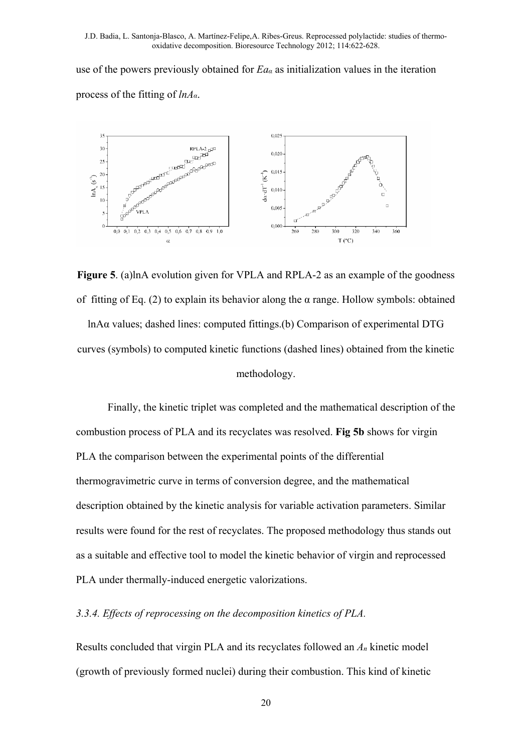use of the powers previously obtained for $Ea_\alpha$ as initialization values in the iteration process of the fitting of $lnA_\alpha$.

**Figure 5**. (a)lnA evolution given for VPLA and RPLA-2 as an example of the goodness of fitting of Eq. (2) to explain its behavior along the α range. Hollow symbols: obtained lnAα values; dashed lines: computed fittings.(b) Comparison of experimental DTG curves (symbols) to computed kinetic functions (dashed lines) obtained from the kinetic methodology.

Finally, the kinetic triplet was completed and the mathematical description of the combustion process of PLA and its recyclates was resolved. **Fig 5b** shows for virgin PLA the comparison between the experimental points of the differential thermogravimetric curve in terms of conversion degree, and the mathematical description obtained by the kinetic analysis for variable activation parameters. Similar results were found for the rest of recyclates. The proposed methodology thus stands out as a suitable and effective tool to model the kinetic behavior of virgin and reprocessed PLA under thermally-induced energetic valorizations.

### *3.3.4. Effects of reprocessing on the decomposition kinetics of PLA.*

Results concluded that virgin PLA and its recyclates followed an $A_n$ kinetic model (growth of previously formed nuclei) during their combustion. This kind of kinetic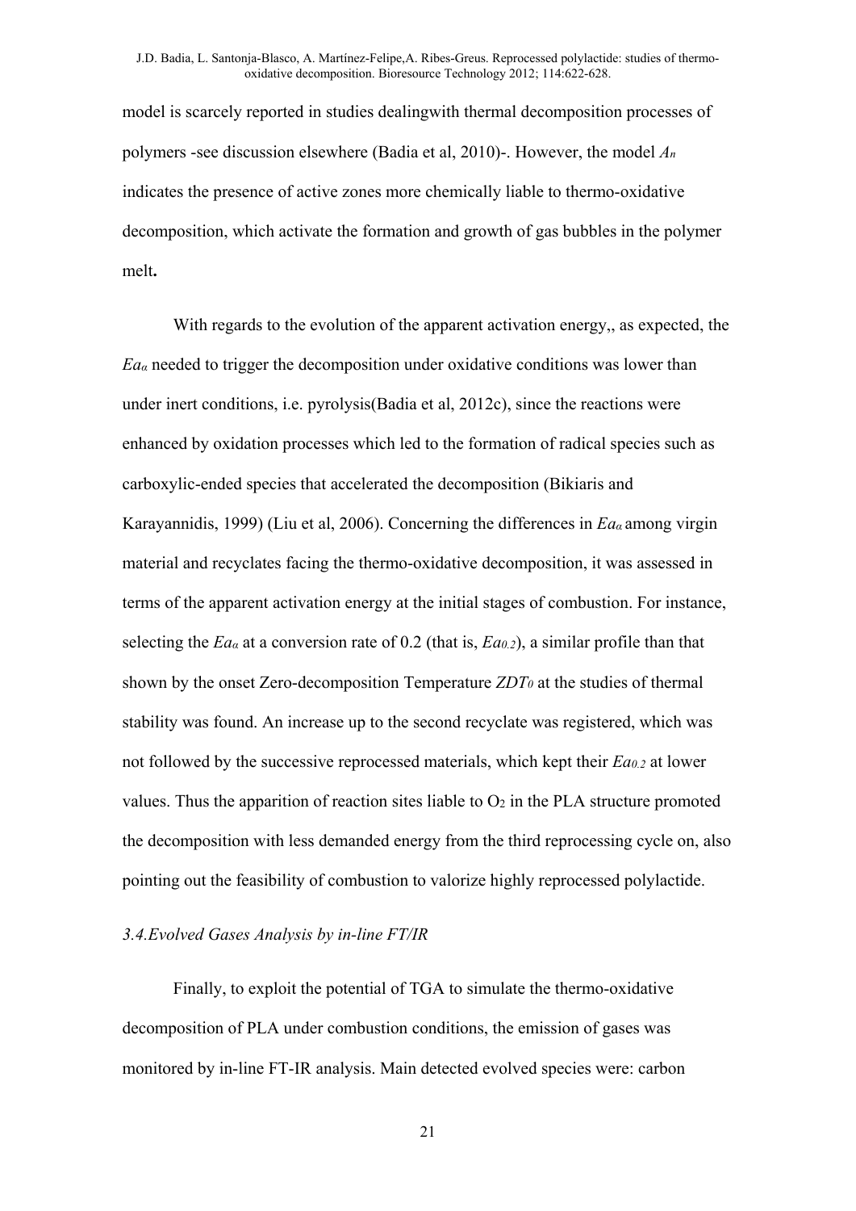model is scarcely reported in studies dealingwith thermal decomposition processes of polymers -see discussion elsewhere (Badia et al, 2010)-. However, the model $A_n$ indicates the presence of active zones more chemically liable to thermo-oxidative decomposition, which activate the formation and growth of gas bubbles in the polymer melt**.**

With regards to the evolution of the apparent activation energy,, as expected, the $Ea_\alpha$ needed to trigger the decomposition under oxidative conditions was lower than under inert conditions, i.e. pyrolysis(Badia et al, 2012c), since the reactions were enhanced by oxidation processes which led to the formation of radical species such as carboxylic-ended species that accelerated the decomposition (Bikiaris and Karayannidis, 1999) (Liu et al, 2006). Concerning the differences in $Ea_\alpha$ among virgin material and recyclates facing the thermo-oxidative decomposition, it was assessed in terms of the apparent activation energy at the initial stages of combustion. For instance, selecting the $Ea_\alpha$ at a conversion rate of 0.2 (that is, $Ea_{0.2}$), a similar profile than that shown by the onset Zero-decomposition Temperature $ZDT_0$ at the studies of thermal stability was found. An increase up to the second recyclate was registered, which was not followed by the successive reprocessed materials, which kept their $Ea_{0.2}$ at lower values. Thus the apparition of reaction sites liable to $O_2$ in the PLA structure promoted the decomposition with less demanded energy from the third reprocessing cycle on, also pointing out the feasibility of combustion to valorize highly reprocessed polylactide.

### *3.4.Evolved Gases Analysis by in-line FT/IR*

Finally, to exploit the potential of TGA to simulate the thermo-oxidative decomposition of PLA under combustion conditions, the emission of gases was monitored by in-line FT-IR analysis. Main detected evolved species were: carbon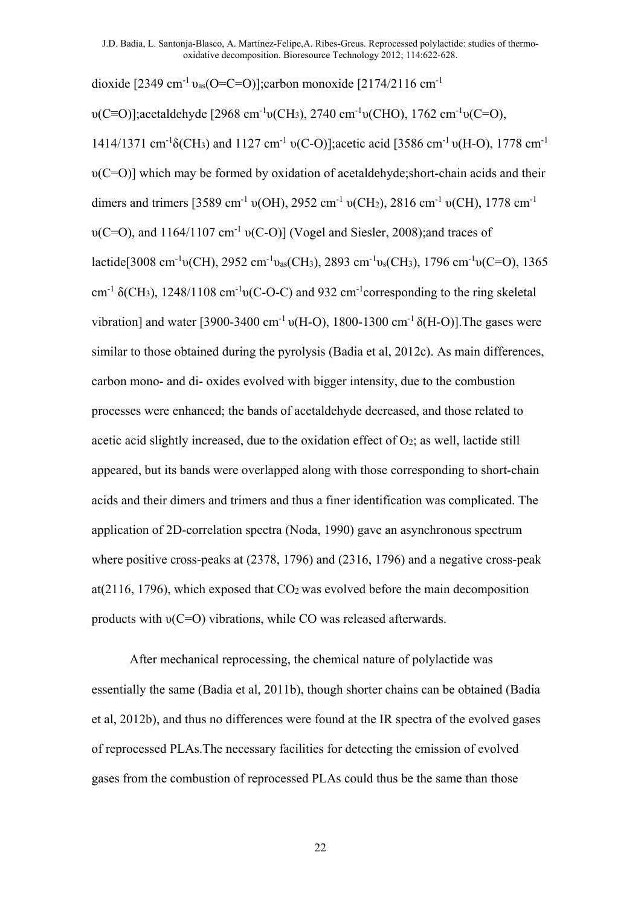dioxide [2349 cm$^{-1}$ $\upsilon_{as}$(O=C=O)];carbon monoxide [2174/2116 cm$^{-1}$ $\upsilon$(C≡O)];acetaldehyde [2968 cm$^{-1}$$\upsilon$($CH_3$), 2740 cm$^{-1}$$\upsilon$(CHO), 1762 cm$^{-1}$$\upsilon$(C=O), 1414/1371 cm$^{-1}$$\delta$($CH_3$) and 1127 cm$^{-1}$ $\upsilon$(C-O)];acetic acid [3586 cm$^{-1}$ $\upsilon$(H-O), 1778 cm$^{-1}$ $\upsilon$(C=O)] which may be formed by oxidation of acetaldehyde;short-chain acids and their dimers and trimers [3589 cm$^{-1}$ $\upsilon$(OH), 2952 cm$^{-1}$ $\upsilon$($CH_2$), 2816 cm$^{-1}$ $\upsilon$(CH), 1778 cm$^{-1}$ $\upsilon$(C=O), and 1164/1107 cm$^{-1}$ $\upsilon$(C-O)] (Vogel and Siesler, 2008);and traces of lactide[3008 cm$^{-1}$$\upsilon$(CH), 2952 cm$^{-1}$$\upsilon_{as}$($CH_3$), 2893 cm$^{-1}$$\upsilon_s$($CH_3$), 1796 cm$^{-1}$$\upsilon$(C=O), 1365 cm$^{-1}$ $\delta$($CH_3$), 1248/1108 cm$^{-1}$$\upsilon$(C-O-C) and 932 cm$^{-1}$corresponding to the ring skeletal vibration] and water [3900-3400 cm$^{-1}$ $\upsilon$(H-O), 1800-1300 cm$^{-1}$ $\delta$(H-O)].The gases were similar to those obtained during the pyrolysis (Badia et al, 2012c). As main differences, carbon mono- and di- oxides evolved with bigger intensity, due to the combustion processes were enhanced; the bands of acetaldehyde decreased, and those related to acetic acid slightly increased, due to the oxidation effect of $O_2$; as well, lactide still appeared, but its bands were overlapped along with those corresponding to short-chain acids and their dimers and trimers and thus a finer identification was complicated. The application of 2D-correlation spectra (Noda, 1990) gave an asynchronous spectrum where positive cross-peaks at (2378, 1796) and (2316, 1796) and a negative cross-peak at(2116, 1796), which exposed that $CO_2$ was evolved before the main decomposition products with $\upsilon$(C=O) vibrations, while CO was released afterwards.

After mechanical reprocessing, the chemical nature of polylactide was essentially the same (Badia et al, 2011b), though shorter chains can be obtained (Badia et al, 2012b), and thus no differences were found at the IR spectra of the evolved gases of reprocessed PLAs.The necessary facilities for detecting the emission of evolved gases from the combustion of reprocessed PLAs could thus be the same than those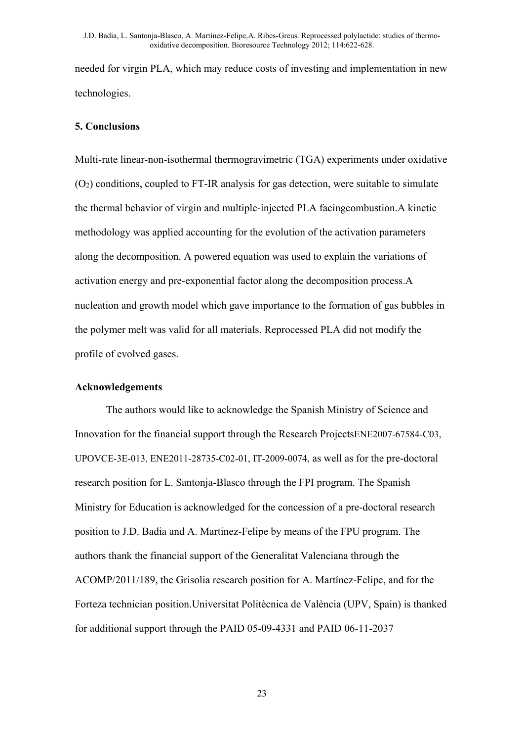needed for virgin PLA, which may reduce costs of investing and implementation in new technologies.

## 5. Conclusions

Multi-rate linear-non-isothermal thermogravimetric (TGA) experiments under oxidative ($O_2$) conditions, coupled to FT-IR analysis for gas detection, were suitable to simulate the thermal behavior of virgin and multiple-injected PLA facingcombustion.A kinetic methodology was applied accounting for the evolution of the activation parameters along the decomposition. A powered equation was used to explain the variations of activation energy and pre-exponential factor along the decomposition process.A nucleation and growth model which gave importance to the formation of gas bubbles in the polymer melt was valid for all materials. Reprocessed PLA did not modify the profile of evolved gases.

## Acknowledgements

The authors would like to acknowledge the Spanish Ministry of Science and Innovation for the financial support through the Research ProjectsENE2007-67584-C03, UPOVCE-3E-013, ENE2011-28735-C02-01, IT-2009-0074, as well as for the pre-doctoral research position for L. Santonja-Blasco through the FPI program. The Spanish Ministry for Education is acknowledged for the concession of a pre-doctoral research position to J.D. Badia and A. Martinez-Felipe by means of the FPU program. The authors thank the financial support of the Generalitat Valenciana through the ACOMP/2011/189, the Grisolia research position for A. Martínez-Felipe, and for the Forteza technician position.Universitat Politècnica de València (UPV, Spain) is thanked for additional support through the PAID 05-09-4331 and PAID 06-11-2037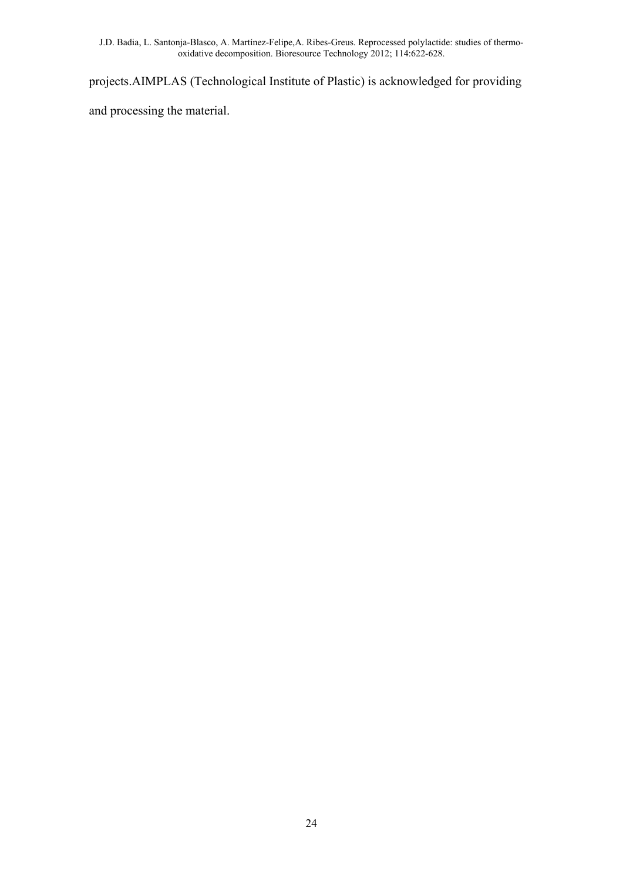projects.AIMPLAS (Technological Institute of Plastic) is acknowledged for providing and processing the material.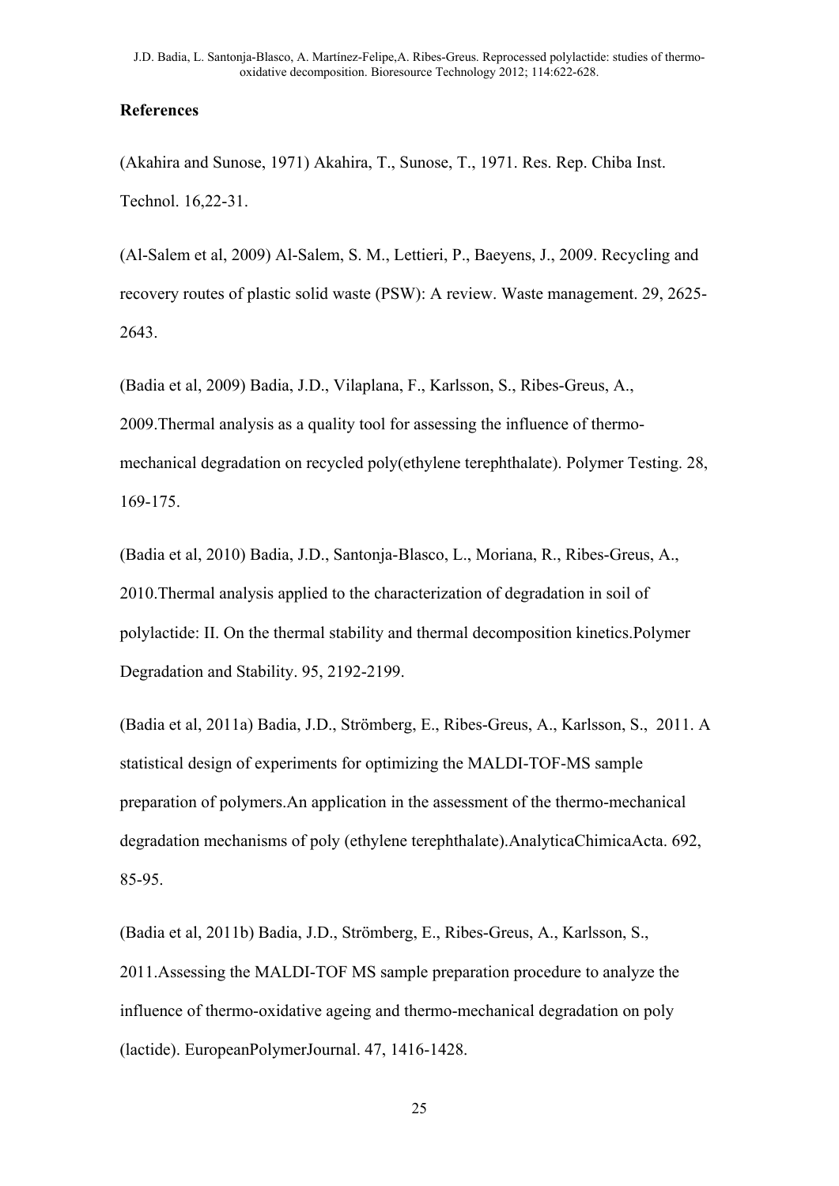**References**

(Akahira and Sunose, 1971) Akahira, T., Sunose, T., 1971. Res. Rep. Chiba Inst. Technol. 16,22-31.

(Al-Salem et al, 2009) Al-Salem, S. M., Lettieri, P., Baeyens, J., 2009. Recycling and recovery routes of plastic solid waste (PSW): A review. Waste management. 29, 2625-2643.

(Badia et al, 2009) Badia, J.D., Vilaplana, F., Karlsson, S., Ribes-Greus, A., 2009.Thermal analysis as a quality tool for assessing the influence of thermo-mechanical degradation on recycled poly(ethylene terephthalate). Polymer Testing. 28, 169-175.

(Badia et al, 2010) Badia, J.D., Santonja-Blasco, L., Moriana, R., Ribes-Greus, A., 2010.Thermal analysis applied to the characterization of degradation in soil of polylactide: II. On the thermal stability and thermal decomposition kinetics.Polymer Degradation and Stability. 95, 2192-2199.

(Badia et al, 2011a) Badia, J.D., Strömberg, E., Ribes-Greus, A., Karlsson, S., 2011. A statistical design of experiments for optimizing the MALDI-TOF-MS sample preparation of polymers.An application in the assessment of the thermo-mechanical degradation mechanisms of poly (ethylene terephthalate).AnalyticaChimicaActa. 692, 85-95.

(Badia et al, 2011b) Badia, J.D., Strömberg, E., Ribes-Greus, A., Karlsson, S., 2011.Assessing the MALDI-TOF MS sample preparation procedure to analyze the influence of thermo-oxidative ageing and thermo-mechanical degradation on poly (lactide). EuropeanPolymerJournal. 47, 1416-1428.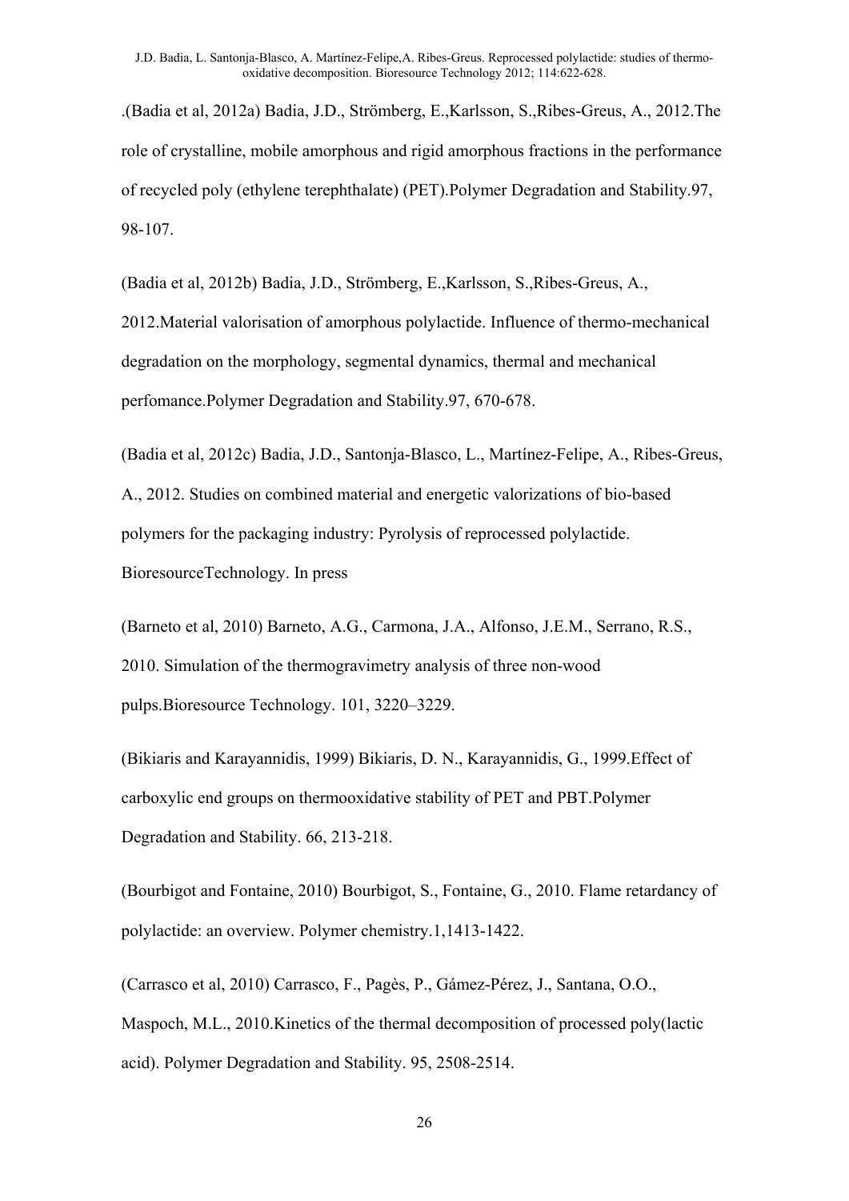.(Badia et al, 2012a) Badia, J.D., Strömberg, E.,Karlsson, S.,Ribes-Greus, A., 2012.The role of crystalline, mobile amorphous and rigid amorphous fractions in the performance of recycled poly (ethylene terephthalate) (PET).Polymer Degradation and Stability.97, 98-107.

(Badia et al, 2012b) Badia, J.D., Strömberg, E.,Karlsson, S.,Ribes-Greus, A., 2012.Material valorisation of amorphous polylactide. Influence of thermo-mechanical degradation on the morphology, segmental dynamics, thermal and mechanical perfomance.Polymer Degradation and Stability.97, 670-678.

(Badia et al, 2012c) Badia, J.D., Santonja-Blasco, L., Martínez-Felipe, A., Ribes-Greus, A., 2012. Studies on combined material and energetic valorizations of bio-based polymers for the packaging industry: Pyrolysis of reprocessed polylactide. BioresourceTechnology. In press

(Barneto et al, 2010) Barneto, A.G., Carmona, J.A., Alfonso, J.E.M., Serrano, R.S., 2010. Simulation of the thermogravimetry analysis of three non-wood pulps.Bioresource Technology. 101, 3220–3229.

(Bikiaris and Karayannidis, 1999) Bikiaris, D. N., Karayannidis, G., 1999.Effect of carboxylic end groups on thermooxidative stability of PET and PBT.Polymer Degradation and Stability. 66, 213-218.

(Bourbigot and Fontaine, 2010) Bourbigot, S., Fontaine, G., 2010. Flame retardancy of polylactide: an overview. Polymer chemistry.1,1413-1422.

(Carrasco et al, 2010) Carrasco, F., Pagès, P., Gámez-Pérez, J., Santana, O.O., Maspoch, M.L., 2010.Kinetics of the thermal decomposition of processed poly(lactic acid). Polymer Degradation and Stability. 95, 2508-2514.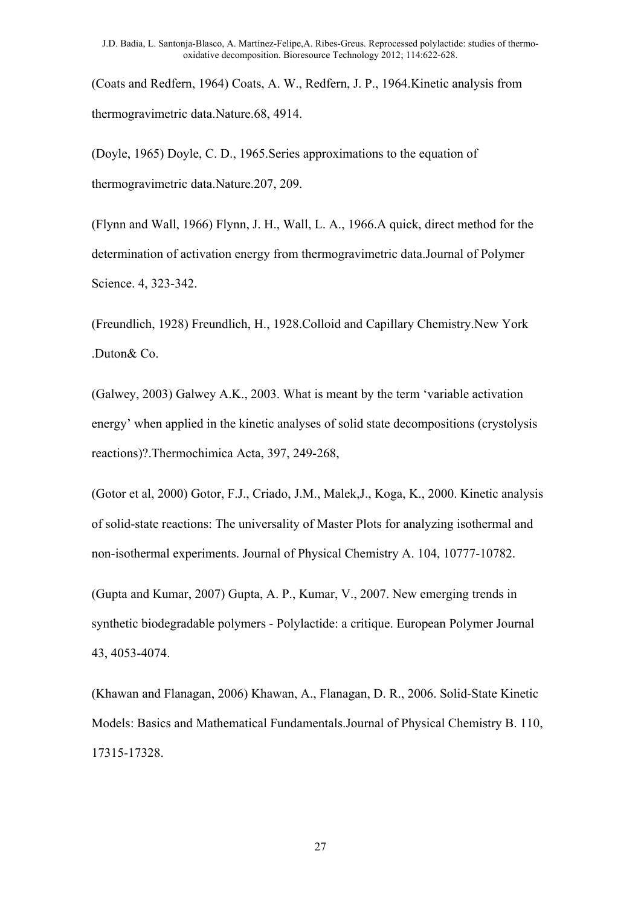(Coats and Redfern, 1964) Coats, A. W., Redfern, J. P., 1964.Kinetic analysis from thermogravimetric data.Nature.68, 4914.

(Doyle, 1965) Doyle, C. D., 1965.Series approximations to the equation of thermogravimetric data.Nature.207, 209.

(Flynn and Wall, 1966) Flynn, J. H., Wall, L. A., 1966.A quick, direct method for the determination of activation energy from thermogravimetric data.Journal of Polymer Science. 4, 323-342.

(Freundlich, 1928) Freundlich, H., 1928.Colloid and Capillary Chemistry.New York .Duton& Co.

(Galwey, 2003) Galwey A.K., 2003. What is meant by the term 'variable activation energy' when applied in the kinetic analyses of solid state decompositions (crystolysis reactions)?.Thermochimica Acta, 397, 249-268,

(Gotor et al, 2000) Gotor, F.J., Criado, J.M., Malek,J., Koga, K., 2000. Kinetic analysis of solid-state reactions: The universality of Master Plots for analyzing isothermal and non-isothermal experiments. Journal of Physical Chemistry A. 104, 10777-10782.

(Gupta and Kumar, 2007) Gupta, A. P., Kumar, V., 2007. New emerging trends in synthetic biodegradable polymers - Polylactide: a critique. European Polymer Journal 43, 4053-4074.

(Khawan and Flanagan, 2006) Khawan, A., Flanagan, D. R., 2006. Solid-State Kinetic Models: Basics and Mathematical Fundamentals.Journal of Physical Chemistry B. 110, 17315-17328.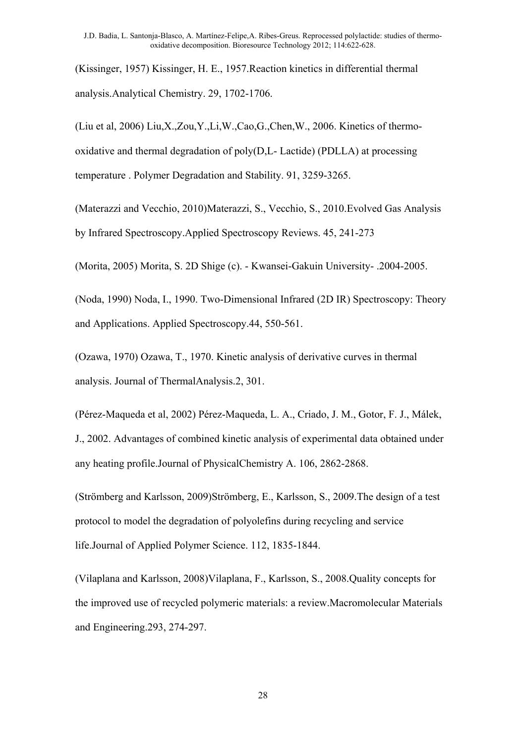(Kissinger, 1957) Kissinger, H. E., 1957.Reaction kinetics in differential thermal analysis.Analytical Chemistry. 29, 1702-1706.

(Liu et al, 2006) Liu,X.,Zou,Y.,Li,W.,Cao,G.,Chen,W., 2006. Kinetics of thermo-oxidative and thermal degradation of poly(D,L- Lactide) (PDLLA) at processing temperature . Polymer Degradation and Stability. 91, 3259-3265.

(Materazzi and Vecchio, 2010)Materazzi, S., Vecchio, S., 2010.Evolved Gas Analysis by Infrared Spectroscopy.Applied Spectroscopy Reviews. 45, 241-273

(Morita, 2005) Morita, S. 2D Shige (c). - Kwansei-Gakuin University- .2004-2005.

(Noda, 1990) Noda, I., 1990. Two-Dimensional Infrared (2D IR) Spectroscopy: Theory and Applications. Applied Spectroscopy.44, 550-561.

(Ozawa, 1970) Ozawa, T., 1970. Kinetic analysis of derivative curves in thermal analysis. Journal of ThermalAnalysis.2, 301.

(Pérez-Maqueda et al, 2002) Pérez-Maqueda, L. A., Criado, J. M., Gotor, F. J., Málek, J., 2002. Advantages of combined kinetic analysis of experimental data obtained under any heating profile.Journal of PhysicalChemistry A. 106, 2862-2868.

(Strömberg and Karlsson, 2009)Strömberg, E., Karlsson, S., 2009.The design of a test protocol to model the degradation of polyolefins during recycling and service life.Journal of Applied Polymer Science. 112, 1835-1844.

(Vilaplana and Karlsson, 2008)Vilaplana, F., Karlsson, S., 2008.Quality concepts for the improved use of recycled polymeric materials: a review.Macromolecular Materials and Engineering.293, 274-297.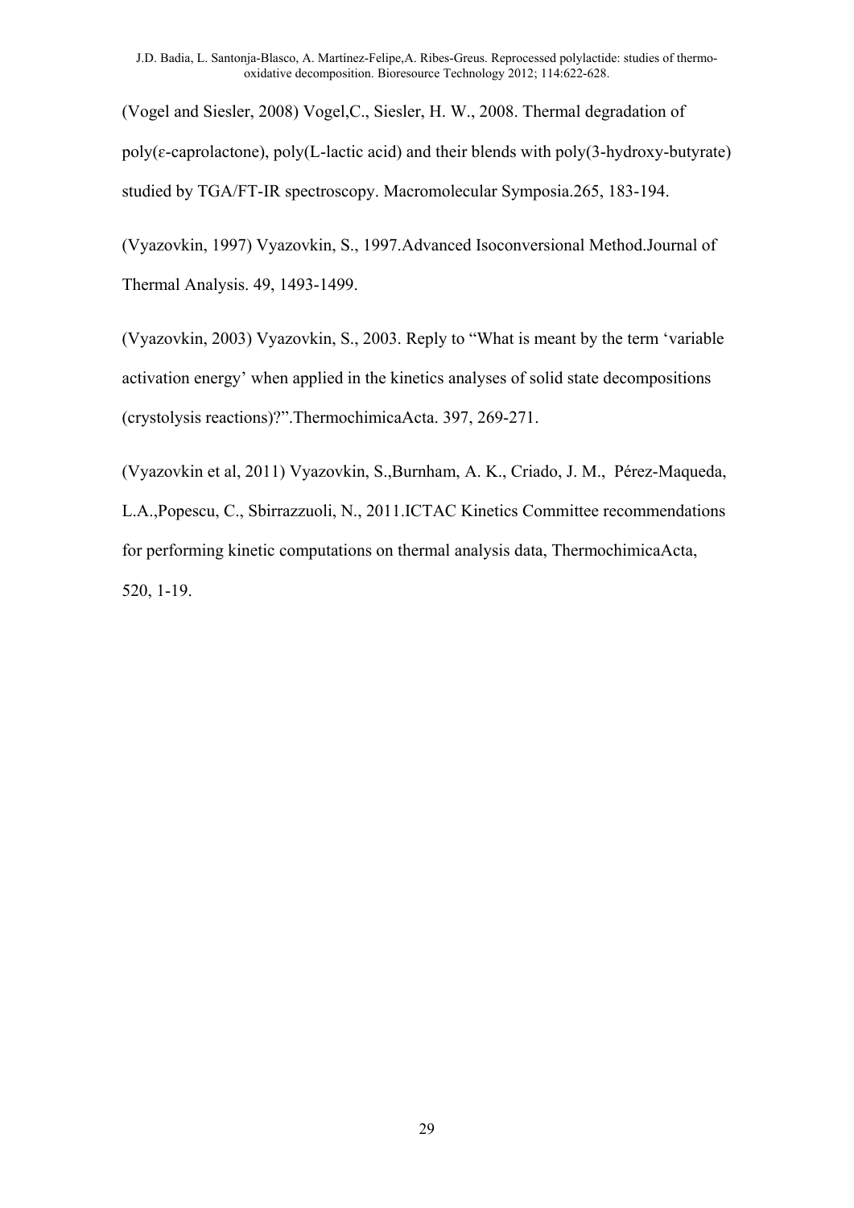(Vogel and Siesler, 2008) Vogel,C., Siesler, H. W., 2008. Thermal degradation of poly(ε-caprolactone), poly(L-lactic acid) and their blends with poly(3-hydroxy-butyrate) studied by TGA/FT-IR spectroscopy. Macromolecular Symposia.265, 183-194.

(Vyazovkin, 1997) Vyazovkin, S., 1997.Advanced Isoconversional Method.Journal of Thermal Analysis. 49, 1493-1499.

(Vyazovkin, 2003) Vyazovkin, S., 2003. Reply to "What is meant by the term 'variable activation energy' when applied in the kinetics analyses of solid state decompositions (crystolysis reactions)?".ThermochimicaActa. 397, 269-271.

(Vyazovkin et al, 2011) Vyazovkin, S.,Burnham, A. K., Criado, J. M., Pérez-Maqueda, L.A.,Popescu, C., Sbirrazzuoli, N., 2011.ICTAC Kinetics Committee recommendations for performing kinetic computations on thermal analysis data, ThermochimicaActa, 520, 1-19.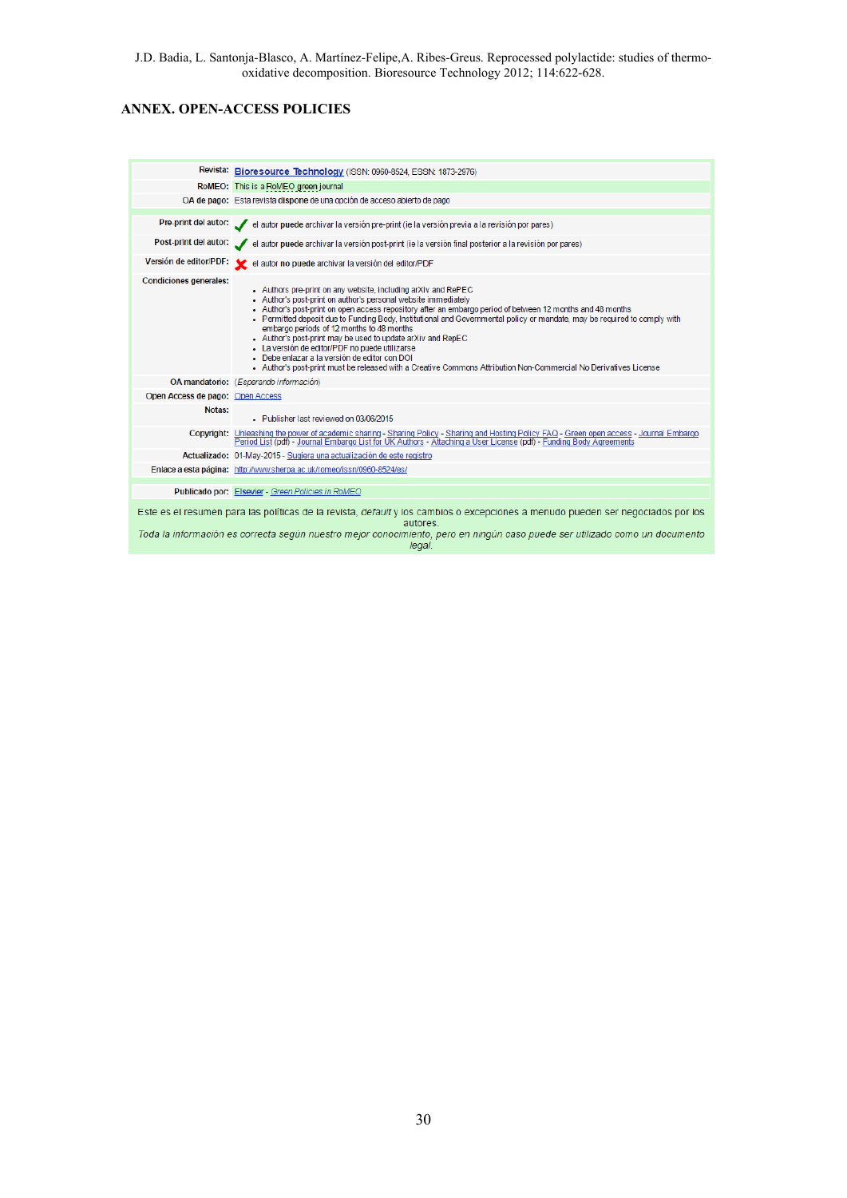J.D. Badia, L. Santonja-Blasco, A. Martínez-Felipe,A. Ribes-Greus. Reprocessed polylactide: studies of thermo-oxidative decomposition. Bioresource Technology 2012; 114:622-628.

## ANNEX. OPEN-ACCESS POLICIES

| | |
|---|---|
| **Revista:** | Bioresource Technology (ISSN: 0960-8524, ESSN: 1873-2976) |
| **RoMEO:** | This is a RoMEO green journal |
| **OA de pago:** | Esta revista dispone de una opción de acceso abierto de pago |
| **Pre-print del autor:** | ✔ el autor **puede** archivar la versión pre-print (ie la versión previa a la revisión por pares) |
| **Post-print del autor:** | ✔ el autor **puede** archivar la versión post-print (ie la versión final posterior a la revisión por pares) |
| **Versión de editor/PDF:** | ✘ el autor **no puede** archivar la versión del editor/PDF |
| **Condiciones generales:** | • Authors pre-print on any website, including arXiv and RePEC<br>• Author's post-print on author's personal website immediately<br>• Author's post-print on open access repository after an embargo period of between 12 months and 48 months<br>• Permitted deposit due to Funding Body, Institutional and Governmental policy or mandate, may be required to comply with embargo periods of 12 months to 48 months<br>• Author's post-print may be used to update arXiv and RepEC<br>• La versión de editor/PDF no puede utilizarse<br>• Debe enlazar a la versión de editor con DOI<br>• Author's post-print must be released with a Creative Commons Attribution Non-Commercial No Derivatives License |
| **OA mandatorio:** | *(Esperando información)* |
| **Open Access de pago:** | Open Access |
| **Notas:** | • Publisher last reviewed on 03/06/2015 |
| **Copyright:** | Unleashing the power of academic sharing - Sharing Policy - Sharing and Hosting Policy FAQ - Green open access - Journal Embargo Period List (pdf) - Journal Embargo List for UK Authors - Attaching a User License (pdf) - Funding Body Agreements |
| **Actualizado:** | 01-May-2015 - Sugiera una actualización de este registro |
| **Enlace a esta página:** | http://www.sherpa.ac.uk/romeo/issn/0960-8524/es/ |
| **Publicado por:** | Elsevier - *Green Policies in RoMEO* |

Este es el resumen para las políticas de la revista, *default* y los cambios o excepciones a menudo pueden ser negociados por los autores.

*Toda la información es correcta según nuestro mejor conocimiento, pero en ningún caso puede ser utilizado como un documento legal.*